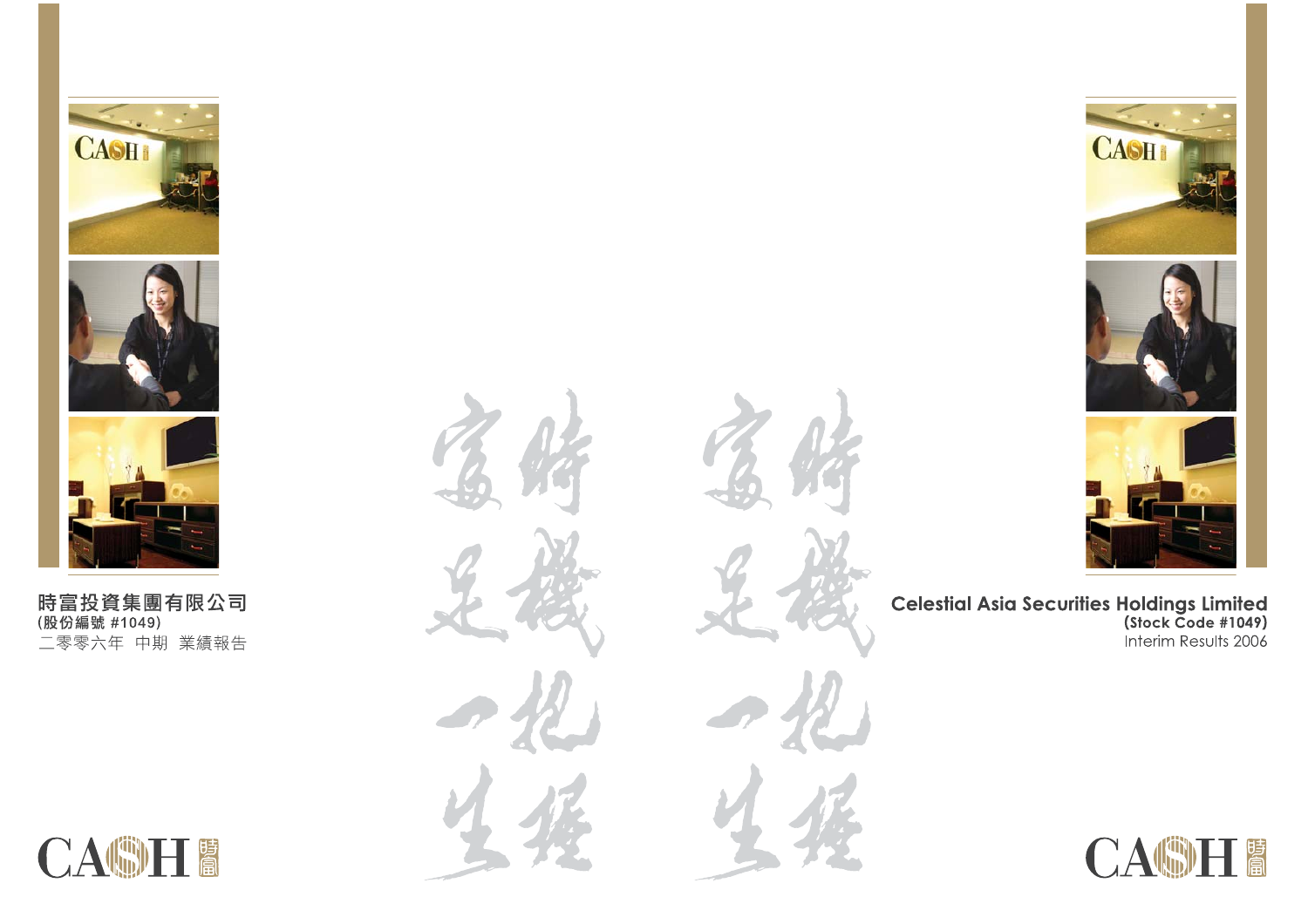時富投資集團有限公司

(股份編號 #1049)

二零零六年 中期 業績報告

Celestial Asia Securities Holdings Limited

(Stock Code #1049)

Interim Results 2006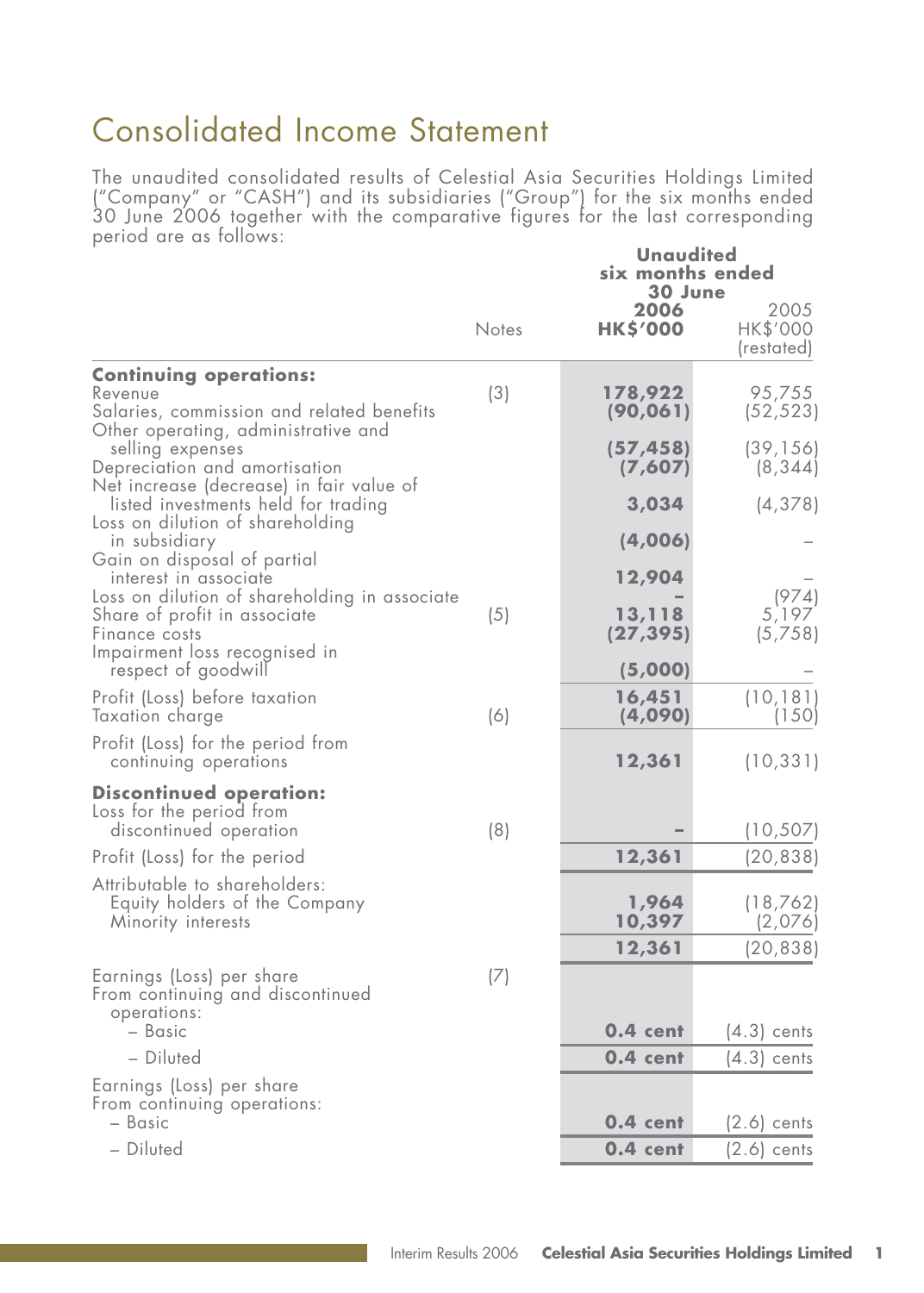# Consolidated Income Statement

The unaudited consolidated results of Celestial Asia Securities Holdings Limited ("Company" or "CASH") and its subsidiaries ("Group") for the six months ended 30 June 2006 together with the comparative figures for the last corresponding period are as follows:

| | Notes | Unaudited six months ended 30 June 2006 HK$'000 | 2005 HK$'000 (restated) |
|---|---|---|---|
| **Continuing operations:** | | | |
| Revenue | (3) | **178,922** | 95,755 |
| Salaries, commission and related benefits | | **(90,061)** | (52,523) |
| Other operating, administrative and selling expenses | | **(57,458)** | (39,156) |
| Depreciation and amortisation | | **(7,607)** | (8,344) |
| Net increase (decrease) in fair value of listed investments held for trading | | **3,034** | (4,378) |
| Loss on dilution of shareholding in subsidiary | | **(4,006)** | – |
| Gain on disposal of partial interest in associate | | **12,904** | – |
| Loss on dilution of shareholding in associate | | **–** | (974) |
| Share of profit in associate | (5) | **13,118** | 5,197 |
| Finance costs | | **(27,395)** | (5,758) |
| Impairment loss recognised in respect of goodwill | | **(5,000)** | – |
| Profit (Loss) before taxation | | **16,451** | (10,181) |
| Taxation charge | (6) | **(4,090)** | (150) |
| Profit (Loss) for the period from continuing operations | | **12,361** | (10,331) |
| **Discontinued operation:** | | | |
| Loss for the period from discontinued operation | (8) | **–** | (10,507) |
| Profit (Loss) for the period | | **12,361** | (20,838) |
| Attributable to shareholders: | | | |
| Equity holders of the Company | | **1,964** | (18,762) |
| Minority interests | | **10,397** | (2,076) |
| | | **12,361** | (20,838) |
| Earnings (Loss) per share | (7) | | |
| From continuing and discontinued operations: | | | |
| – Basic | | **0.4 cent** | (4.3) cents |
| – Diluted | | **0.4 cent** | (4.3) cents |
| Earnings (Loss) per share | | | |
| From continuing operations: | | | |
| – Basic | | **0.4 cent** | (2.6) cents |
| – Diluted | | **0.4 cent** | (2.6) cents |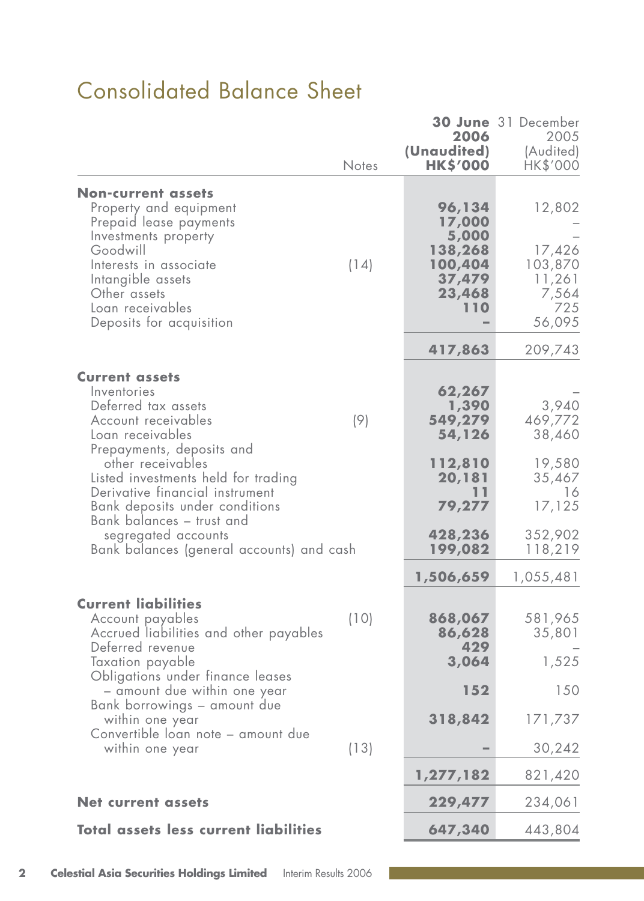# Consolidated Balance Sheet

| | Notes | 30 June 2006 (Unaudited) HK$'000 | 31 December 2005 (Audited) HK$'000 |
|---|---|---|---|
| **Non-current assets** | | | |
| Property and equipment | | **96,134** | 12,802 |
| Prepaid lease payments | | **17,000** | – |
| Investments property | | **5,000** | – |
| Goodwill | | **138,268** | 17,426 |
| Interests in associate | (14) | **100,404** | 103,870 |
| Intangible assets | | **37,479** | 11,261 |
| Other assets | | **23,468** | 7,564 |
| Loan receivables | | **110** | 725 |
| Deposits for acquisition | | **–** | 56,095 |
| | | **417,863** | 209,743 |
| **Current assets** | | | |
| Inventories | | **62,267** | – |
| Deferred tax assets | | **1,390** | 3,940 |
| Account receivables | (9) | **549,279** | 469,772 |
| Loan receivables | | **54,126** | 38,460 |
| Prepayments, deposits and other receivables | | **112,810** | 19,580 |
| Listed investments held for trading | | **20,181** | 35,467 |
| Derivative financial instrument | | **11** | 16 |
| Bank deposits under conditions | | **79,277** | 17,125 |
| Bank balances – trust and segregated accounts | | **428,236** | 352,902 |
| Bank balances (general accounts) and cash | | **199,082** | 118,219 |
| | | **1,506,659** | 1,055,481 |
| **Current liabilities** | | | |
| Account payables | (10) | **868,067** | 581,965 |
| Accrued liabilities and other payables | | **86,628** | 35,801 |
| Deferred revenue | | **429** | – |
| Taxation payable | | **3,064** | 1,525 |
| Obligations under finance leases – amount due within one year | | **152** | 150 |
| Bank borrowings – amount due within one year | | **318,842** | 171,737 |
| Convertible loan note – amount due within one year | (13) | **–** | 30,242 |
| | | **1,277,182** | 821,420 |
| **Net current assets** | | **229,477** | 234,061 |
| **Total assets less current liabilities** | | **647,340** | 443,804 |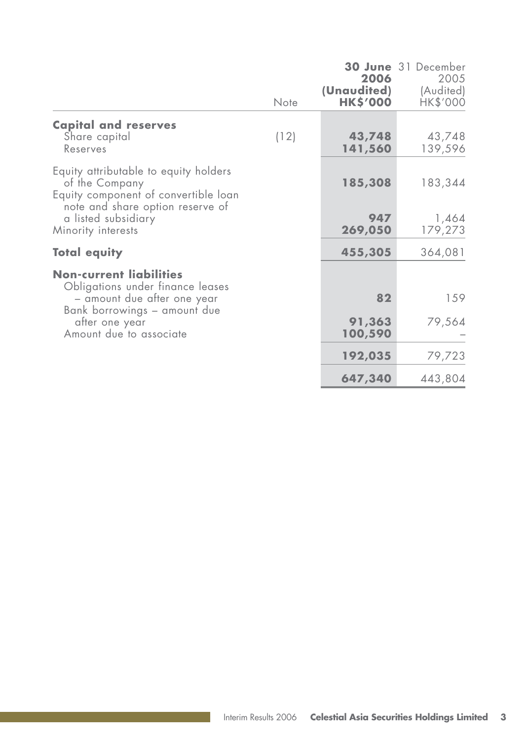| | Note | 30 June 2006 (Unaudited) HK$'000 | 31 December 2005 (Audited) HK$'000 |
|---|---|---|---|
| **Capital and reserves** | | | |
| Share capital | (12) | **43,748** | 43,748 |
| Reserves | | **141,560** | 139,596 |
| Equity attributable to equity holders of the Company | | **185,308** | 183,344 |
| Equity component of convertible loan note and share option reserve of a listed subsidiary | | **947** | 1,464 |
| Minority interests | | **269,050** | 179,273 |
| **Total equity** | | **455,305** | 364,081 |
| **Non-current liabilities** | | | |
| Obligations under finance leases – amount due after one year | | **82** | 159 |
| Bank borrowings – amount due after one year | | **91,363** | 79,564 |
| Amount due to associate | | **100,590** | – |
| | | **192,035** | 79,723 |
| | | **647,340** | 443,804 |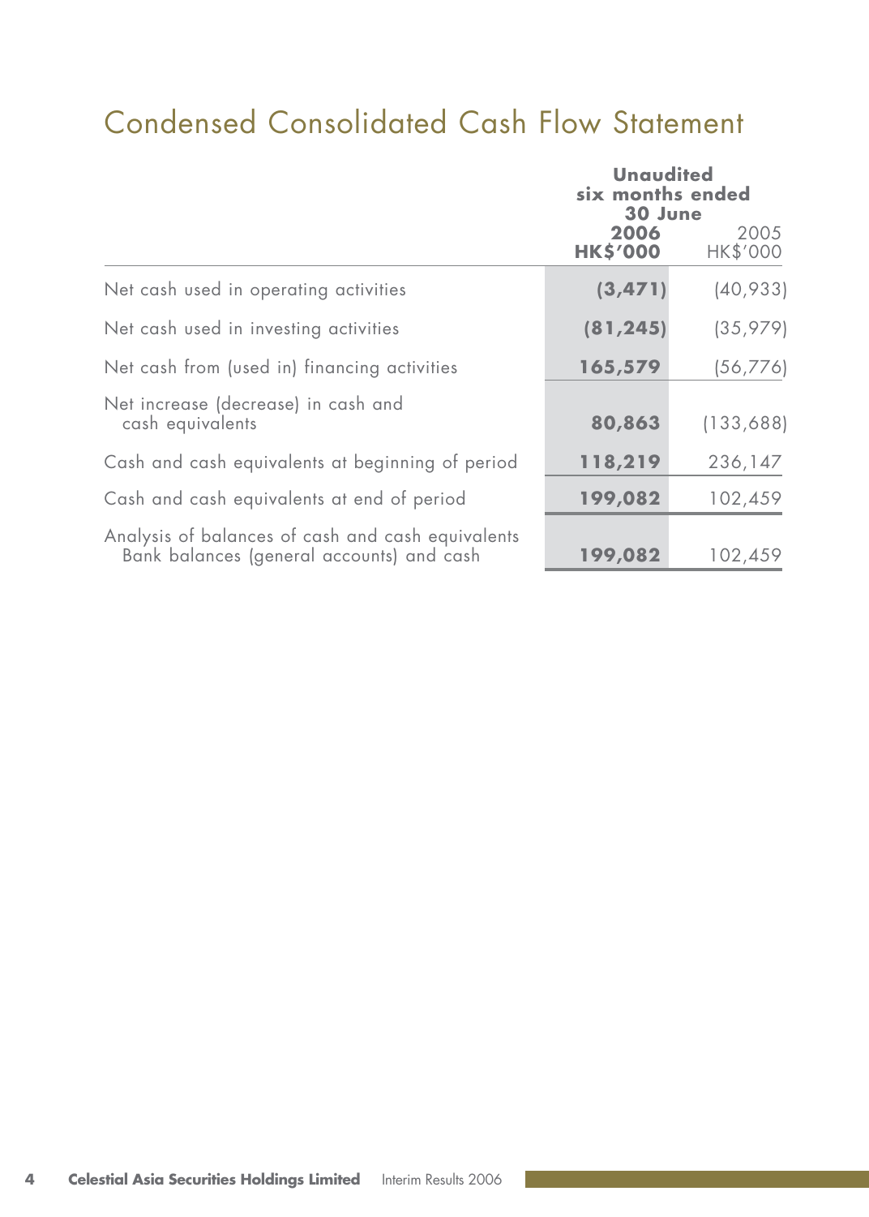# Condensed Consolidated Cash Flow Statement

| | Unaudited six months ended 30 June 2006 HK$'000 | 2005 HK$'000 |
|---|---|---|
| Net cash used in operating activities | **(3,471)** | (40,933) |
| Net cash used in investing activities | **(81,245)** | (35,979) |
| Net cash from (used in) financing activities | **165,579** | (56,776) |
| Net increase (decrease) in cash and cash equivalents | **80,863** | (133,688) |
| Cash and cash equivalents at beginning of period | **118,219** | 236,147 |
| Cash and cash equivalents at end of period | **199,082** | 102,459 |
| Analysis of balances of cash and cash equivalents<br>Bank balances (general accounts) and cash | **199,082** | 102,459 |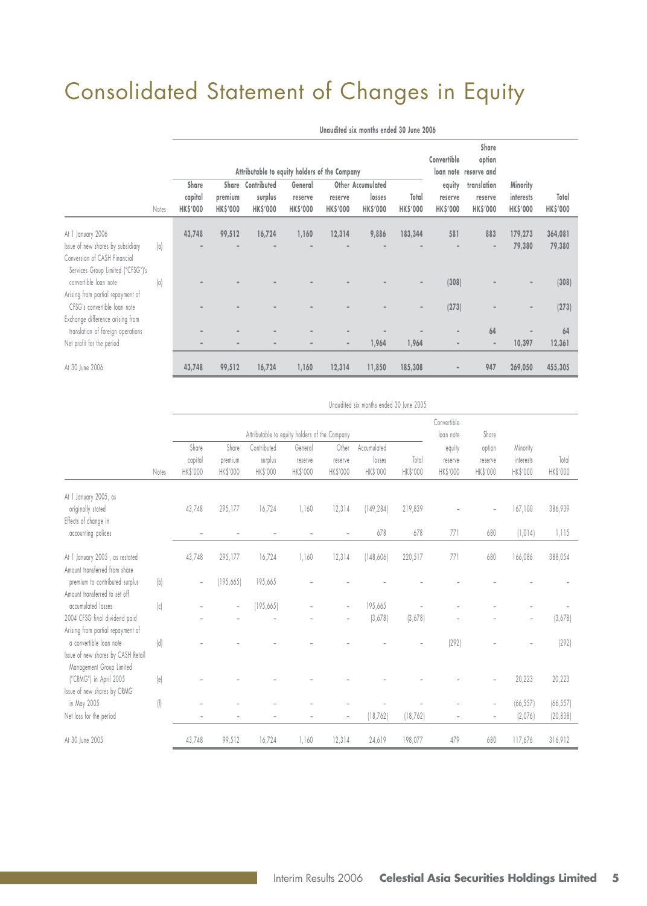# Consolidated Statement of Changes in Equity

**Unaudited six months ended 30 June 2006**

| | Notes | Share capital HK$'000 | Share premium HK$'000 | Contributed surplus HK$'000 | General reserve HK$'000 | Other reserve HK$'000 | Accumulated losses HK$'000 | Total HK$'000 | Convertible loan note equity reserve HK$'000 | Share option reserve and translation reserve HK$'000 | Minority interests HK$'000 | Total HK$'000 |
|---|---|---|---|---|---|---|---|---|---|---|---|---|
| | | Attributable to equity holders of the Company | | | | | | | | | | |
| At 1 January 2006 | | 43,748 | 99,512 | 16,724 | 1,160 | 12,314 | 9,886 | 183,344 | 581 | 883 | 179,273 | 364,081 |
| Issue of new shares by subsidiary | (a) | – | – | – | – | – | – | – | – | – | 79,380 | 79,380 |
| Conversion of CASH Financial Services Group Limited ("CFSG")'s convertible loan note | (a) | – | – | – | – | – | – | – | (308) | – | – | (308) |
| Arising from partial repayment of CFSG's convertible loan note | | – | – | – | – | – | – | – | (273) | – | – | (273) |
| Exchange difference arising from translation of foreign operations | | – | – | – | – | – | – | – | – | 64 | – | 64 |
| Net profit for the period | | – | – | – | – | – | 1,964 | 1,964 | – | – | 10,397 | 12,361 |
| At 30 June 2006 | | 43,748 | 99,512 | 16,724 | 1,160 | 12,314 | 11,850 | 185,308 | – | 947 | 269,050 | 455,305 |

Unaudited six months ended 30 June 2005

| | Notes | Share capital HK$'000 | Share premium HK$'000 | Contributed surplus HK$'000 | General reserve HK$'000 | Other reserve HK$'000 | Accumulated losses HK$'000 | Total HK$'000 | Convertible loan note equity reserve HK$'000 | Share option reserve HK$'000 | Minority interests HK$'000 | Total HK$'000 |
|---|---|---|---|---|---|---|---|---|---|---|---|---|
| | | Attributable to equity holders of the Company | | | | | | | | | | |
| At 1 January 2005, as originally stated | | 43,748 | 295,177 | 16,724 | 1,160 | 12,314 | (149,284) | 219,839 | – | – | 167,100 | 386,939 |
| Effects of change in accounting polices | | – | – | – | – | – | 678 | 678 | 771 | 680 | (1,014) | 1,115 |
| At 1 January 2005 , as restated | | 43,748 | 295,177 | 16,724 | 1,160 | 12,314 | (148,606) | 220,517 | 771 | 680 | 166,086 | 388,054 |
| Amount transferred from share premium to contributed surplus | (b) | – | (195,665) | 195,665 | – | – | – | – | – | – | – | – |
| Amount transferred to set off accumulated losses | (c) | – | – | (195,665) | – | – | 195,665 | – | – | – | – | – |
| 2004 CFSG final dividend paid | | – | – | – | – | – | (3,678) | (3,678) | – | – | – | (3,678) |
| Arising from partial repayment of a convertible loan note | (d) | – | – | – | – | – | – | – | (292) | – | – | (292) |
| Issue of new shares by CASH Retail Management Group Limited ("CRMG") in April 2005 | (e) | – | – | – | – | – | – | – | – | – | 20,223 | 20,223 |
| Issue of new shares by CRMG in May 2005 | (f) | – | – | – | – | – | – | – | – | – | (66,557) | (66,557) |
| Net loss for the period | | – | – | – | – | – | (18,762) | (18,762) | – | – | (2,076) | (20,838) |
| At 30 June 2005 | | 43,748 | 99,512 | 16,724 | 1,160 | 12,314 | 24,619 | 198,077 | 479 | 680 | 117,676 | 316,912 |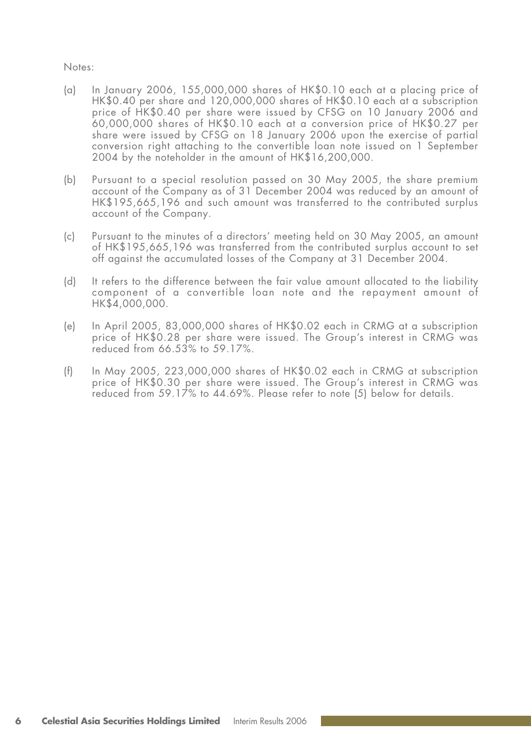Notes:

(a) In January 2006, 155,000,000 shares of HK$0.10 each at a placing price of HK$0.40 per share and 120,000,000 shares of HK$0.10 each at a subscription price of HK$0.40 per share were issued by CFSG on 10 January 2006 and 60,000,000 shares of HK$0.10 each at a conversion price of HK$0.27 per share were issued by CFSG on 18 January 2006 upon the exercise of partial conversion right attaching to the convertible loan note issued on 1 September 2004 by the noteholder in the amount of HK$16,200,000.

(b) Pursuant to a special resolution passed on 30 May 2005, the share premium account of the Company as of 31 December 2004 was reduced by an amount of HK$195,665,196 and such amount was transferred to the contributed surplus account of the Company.

(c) Pursuant to the minutes of a directors' meeting held on 30 May 2005, an amount of HK$195,665,196 was transferred from the contributed surplus account to set off against the accumulated losses of the Company at 31 December 2004.

(d) It refers to the difference between the fair value amount allocated to the liability component of a convertible loan note and the repayment amount of HK$4,000,000.

(e) In April 2005, 83,000,000 shares of HK$0.02 each in CRMG at a subscription price of HK$0.28 per share were issued. The Group's interest in CRMG was reduced from 66.53% to 59.17%.

(f) In May 2005, 223,000,000 shares of HK$0.02 each in CRMG at subscription price of HK$0.30 per share were issued. The Group's interest in CRMG was reduced from 59.17% to 44.69%. Please refer to note (5) below for details.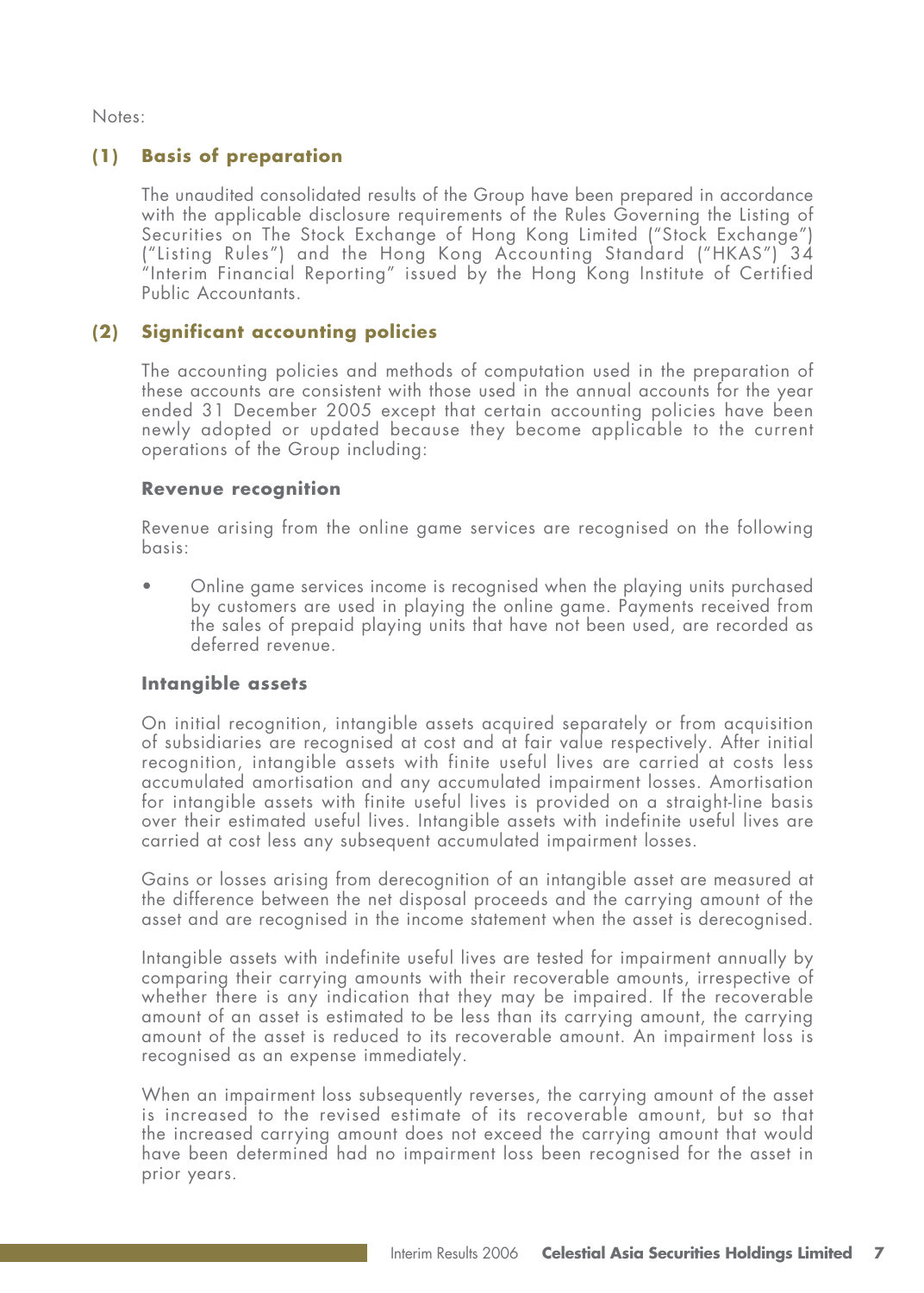Notes:

## (1) Basis of preparation

The unaudited consolidated results of the Group have been prepared in accordance with the applicable disclosure requirements of the Rules Governing the Listing of Securities on The Stock Exchange of Hong Kong Limited ("Stock Exchange") ("Listing Rules") and the Hong Kong Accounting Standard ("HKAS") 34 "Interim Financial Reporting" issued by the Hong Kong Institute of Certified Public Accountants.

## (2) Significant accounting policies

The accounting policies and methods of computation used in the preparation of these accounts are consistent with those used in the annual accounts for the year ended 31 December 2005 except that certain accounting policies have been newly adopted or updated because they become applicable to the current operations of the Group including:

### Revenue recognition

Revenue arising from the online game services are recognised on the following basis:

- Online game services income is recognised when the playing units purchased by customers are used in playing the online game. Payments received from the sales of prepaid playing units that have not been used, are recorded as deferred revenue.

### Intangible assets

On initial recognition, intangible assets acquired separately or from acquisition of subsidiaries are recognised at cost and at fair value respectively. After initial recognition, intangible assets with finite useful lives are carried at costs less accumulated amortisation and any accumulated impairment losses. Amortisation for intangible assets with finite useful lives is provided on a straight-line basis over their estimated useful lives. Intangible assets with indefinite useful lives are carried at cost less any subsequent accumulated impairment losses.

Gains or losses arising from derecognition of an intangible asset are measured at the difference between the net disposal proceeds and the carrying amount of the asset and are recognised in the income statement when the asset is derecognised.

Intangible assets with indefinite useful lives are tested for impairment annually by comparing their carrying amounts with their recoverable amounts, irrespective of whether there is any indication that they may be impaired. If the recoverable amount of an asset is estimated to be less than its carrying amount, the carrying amount of the asset is reduced to its recoverable amount. An impairment loss is recognised as an expense immediately.

When an impairment loss subsequently reverses, the carrying amount of the asset is increased to the revised estimate of its recoverable amount, but so that the increased carrying amount does not exceed the carrying amount that would have been determined had no impairment loss been recognised for the asset in prior years.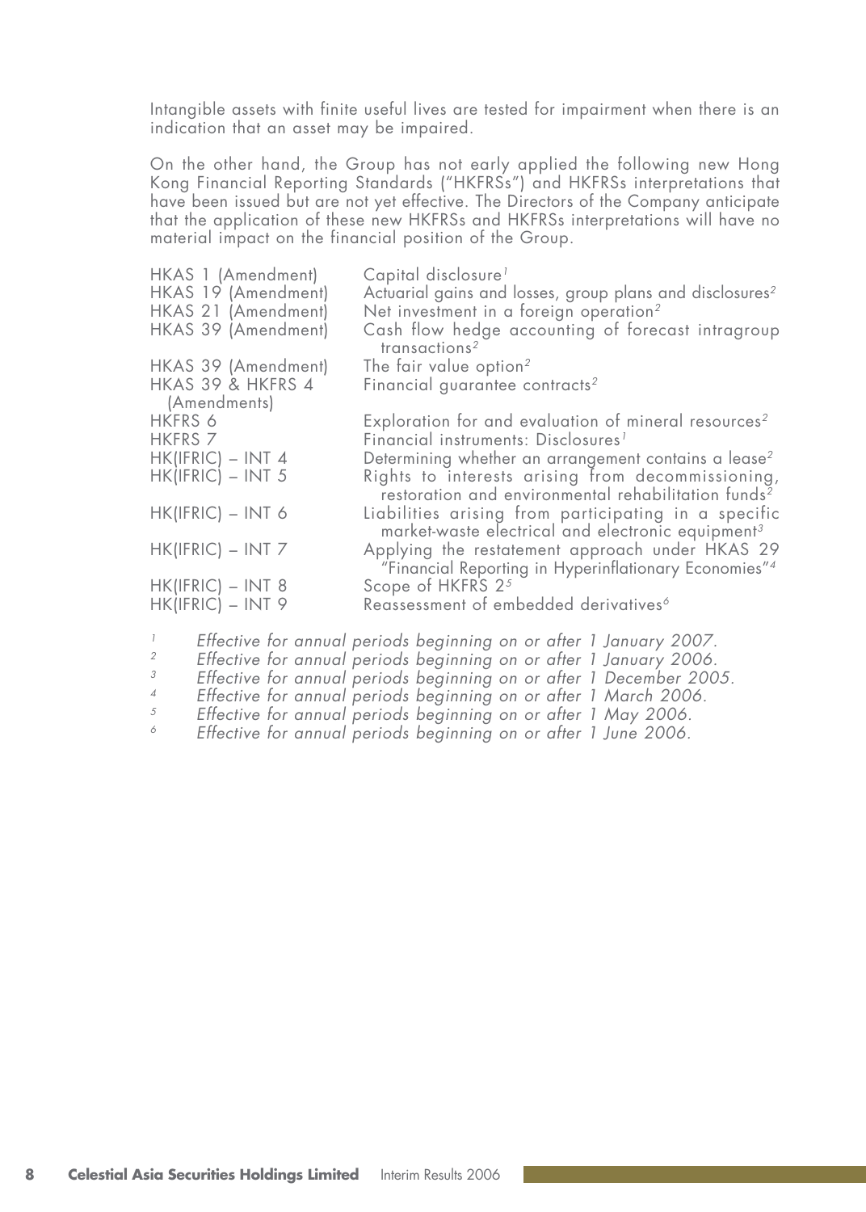Intangible assets with finite useful lives are tested for impairment when there is an indication that an asset may be impaired.

On the other hand, the Group has not early applied the following new Hong Kong Financial Reporting Standards ("HKFRSs") and HKFRSs interpretations that have been issued but are not yet effective. The Directors of the Company anticipate that the application of these new HKFRSs and HKFRSs interpretations will have no material impact on the financial position of the Group.

| | |
|---|---|
| HKAS 1 (Amendment) | Capital disclosure[1] |
| HKAS 19 (Amendment) | Actuarial gains and losses, group plans and disclosures[2] |
| HKAS 21 (Amendment) | Net investment in a foreign operation[2] |
| HKAS 39 (Amendment) | Cash flow hedge accounting of forecast intragroup transactions[2] |
| HKAS 39 (Amendment) | The fair value option[2] |
| HKAS 39 & HKFRS 4 (Amendments) | Financial guarantee contracts[2] |
| HKFRS 6 | Exploration for and evaluation of mineral resources[2] |
| HKFRS 7 | Financial instruments: Disclosures[1] |
| HK(IFRIC) – INT 4 | Determining whether an arrangement contains a lease[2] |
| HK(IFRIC) – INT 5 | Rights to interests arising from decommissioning, restoration and environmental rehabilitation funds[2] |
| HK(IFRIC) – INT 6 | Liabilities arising from participating in a specific market-waste electrical and electronic equipment[3] |
| HK(IFRIC) – INT 7 | Applying the restatement approach under HKAS 29 "Financial Reporting in Hyperinflationary Economies"[4] |
| HK(IFRIC) – INT 8 | Scope of HKFRS 2[5] |
| HK(IFRIC) – INT 9 | Reassessment of embedded derivatives[6] |

[1] *Effective for annual periods beginning on or after 1 January 2007.*

[2] *Effective for annual periods beginning on or after 1 January 2006.*

[3] *Effective for annual periods beginning on or after 1 December 2005.*

[4] *Effective for annual periods beginning on or after 1 March 2006.*

[5] *Effective for annual periods beginning on or after 1 May 2006.*

[6] *Effective for annual periods beginning on or after 1 June 2006.*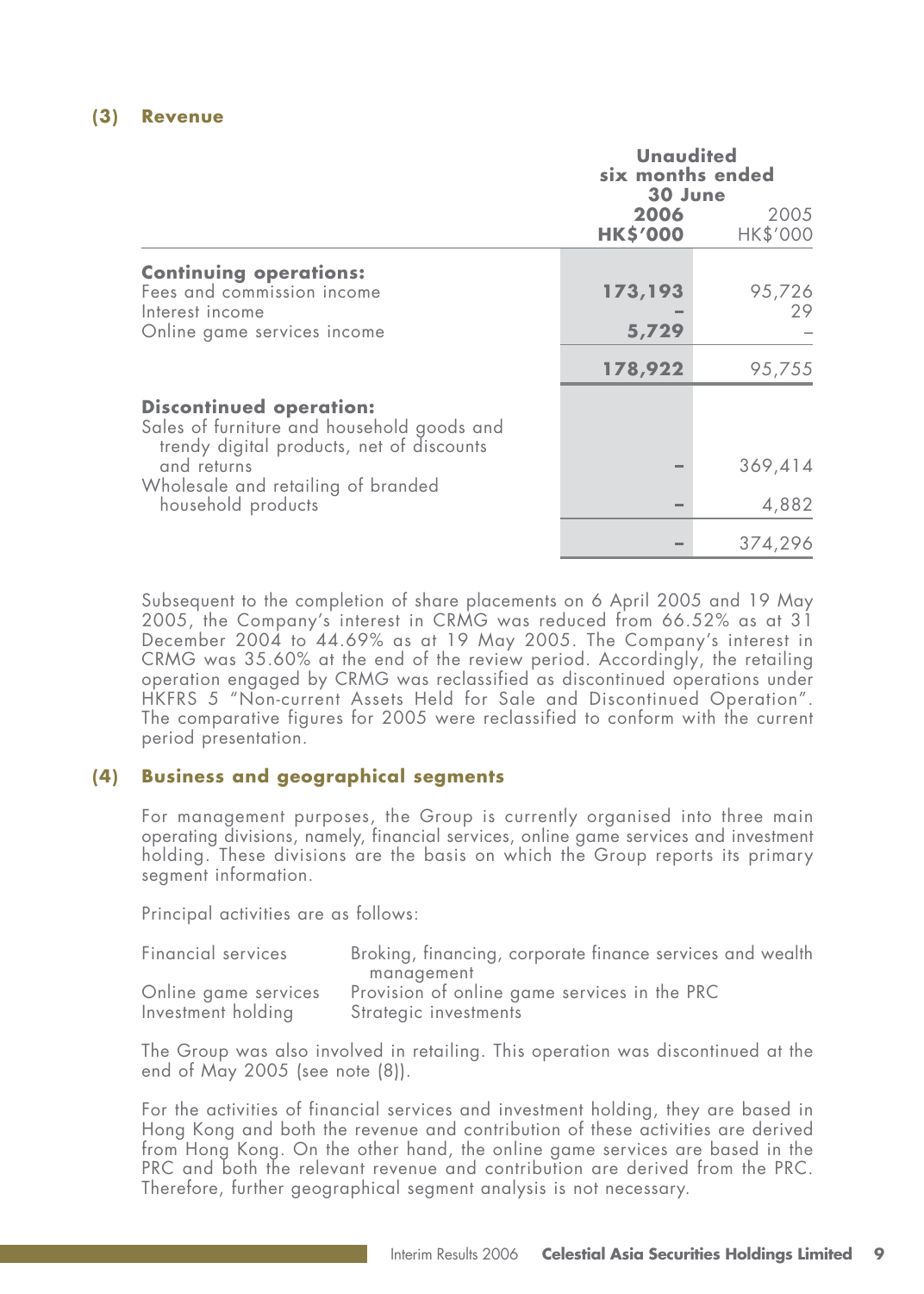## (3) Revenue

| | Unaudited six months ended 30 June | |
|---|---|---|
| | **2006** | 2005 |
| | **HK$'000** | HK$'000 |
| **Continuing operations:** | | |
| Fees and commission income | **173,193** | 95,726 |
| Interest income | **–** | 29 |
| Online game services income | **5,729** | – |
| | **178,922** | 95,755 |
| **Discontinued operation:** | | |
| Sales of furniture and household goods and trendy digital products, net of discounts and returns | **–** | 369,414 |
| Wholesale and retailing of branded household products | **–** | 4,882 |
| | **–** | 374,296 |

Subsequent to the completion of share placements on 6 April 2005 and 19 May 2005, the Company's interest in CRMG was reduced from 66.52% as at 31 December 2004 to 44.69% as at 19 May 2005. The Company's interest in CRMG was 35.60% at the end of the review period. Accordingly, the retailing operation engaged by CRMG was reclassified as discontinued operations under HKFRS 5 "Non-current Assets Held for Sale and Discontinued Operation". The comparative figures for 2005 were reclassified to conform with the current period presentation.

## (4) Business and geographical segments

For management purposes, the Group is currently organised into three main operating divisions, namely, financial services, online game services and investment holding. These divisions are the basis on which the Group reports its primary segment information.

Principal activities are as follows:

| | |
|---|---|
| Financial services | Broking, financing, corporate finance services and wealth management |
| Online game services | Provision of online game services in the PRC |
| Investment holding | Strategic investments |

The Group was also involved in retailing. This operation was discontinued at the end of May 2005 (see note (8)).

For the activities of financial services and investment holding, they are based in Hong Kong and both the revenue and contribution of these activities are derived from Hong Kong. On the other hand, the online game services are based in the PRC and both the relevant revenue and contribution are derived from the PRC. Therefore, further geographical segment analysis is not necessary.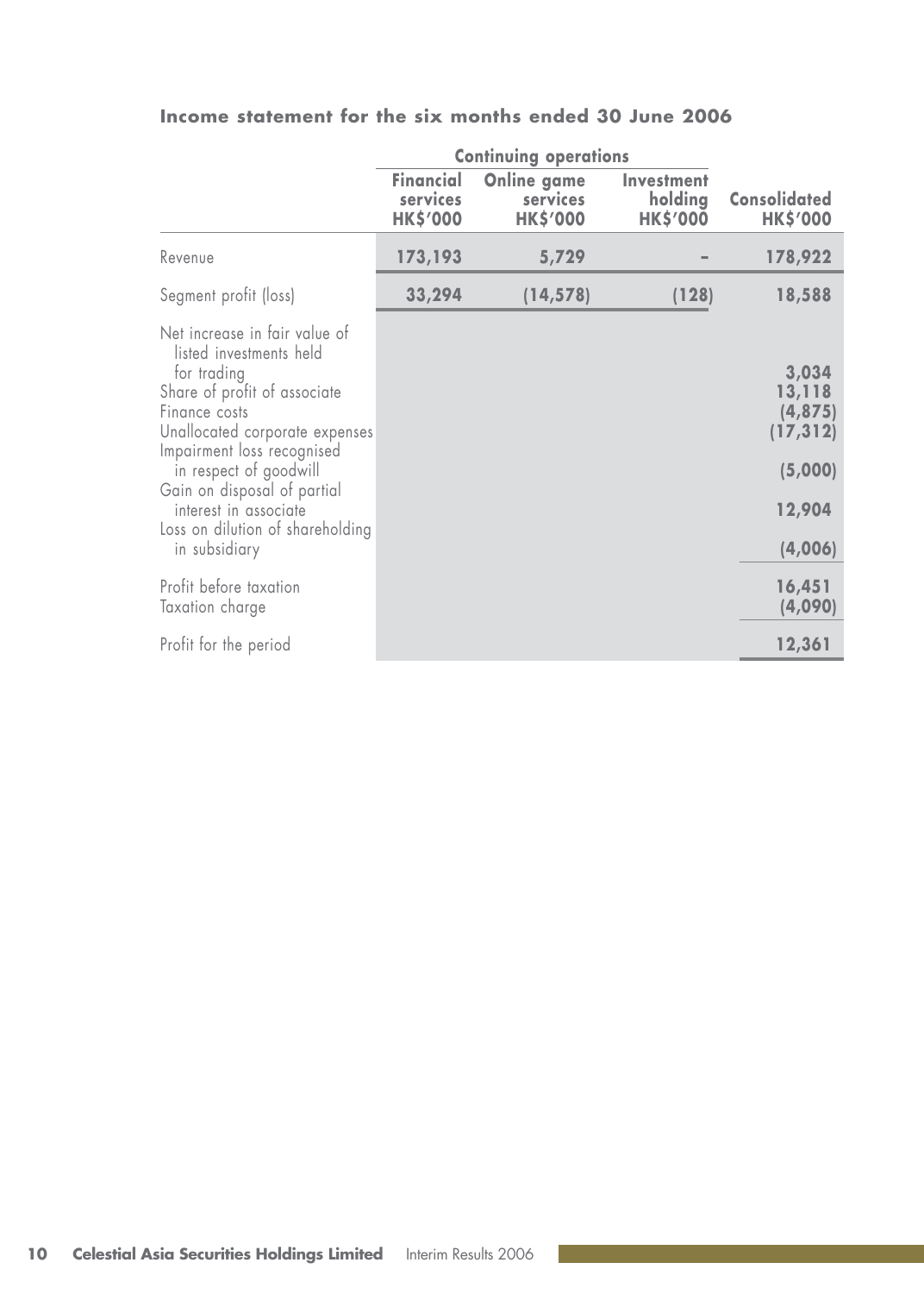### Income statement for the six months ended 30 June 2006

| | Continuing operations | | | |
|---|---|---|---|---|
| | Financial services HK$'000 | Online game services HK$'000 | Investment holding HK$'000 | Consolidated HK$'000 |
| Revenue | 173,193 | 5,729 | – | 178,922 |
| Segment profit (loss) | 33,294 | (14,578) | (128) | 18,588 |
| Net increase in fair value of listed investments held for trading | | | | 3,034 |
| Share of profit of associate | | | | 13,118 |
| Finance costs | | | | (4,875) |
| Unallocated corporate expenses | | | | (17,312) |
| Impairment loss recognised in respect of goodwill | | | | (5,000) |
| Gain on disposal of partial interest in associate | | | | 12,904 |
| Loss on dilution of shareholding in subsidiary | | | | (4,006) |
| Profit before taxation | | | | 16,451 |
| Taxation charge | | | | (4,090) |
| Profit for the period | | | | 12,361 |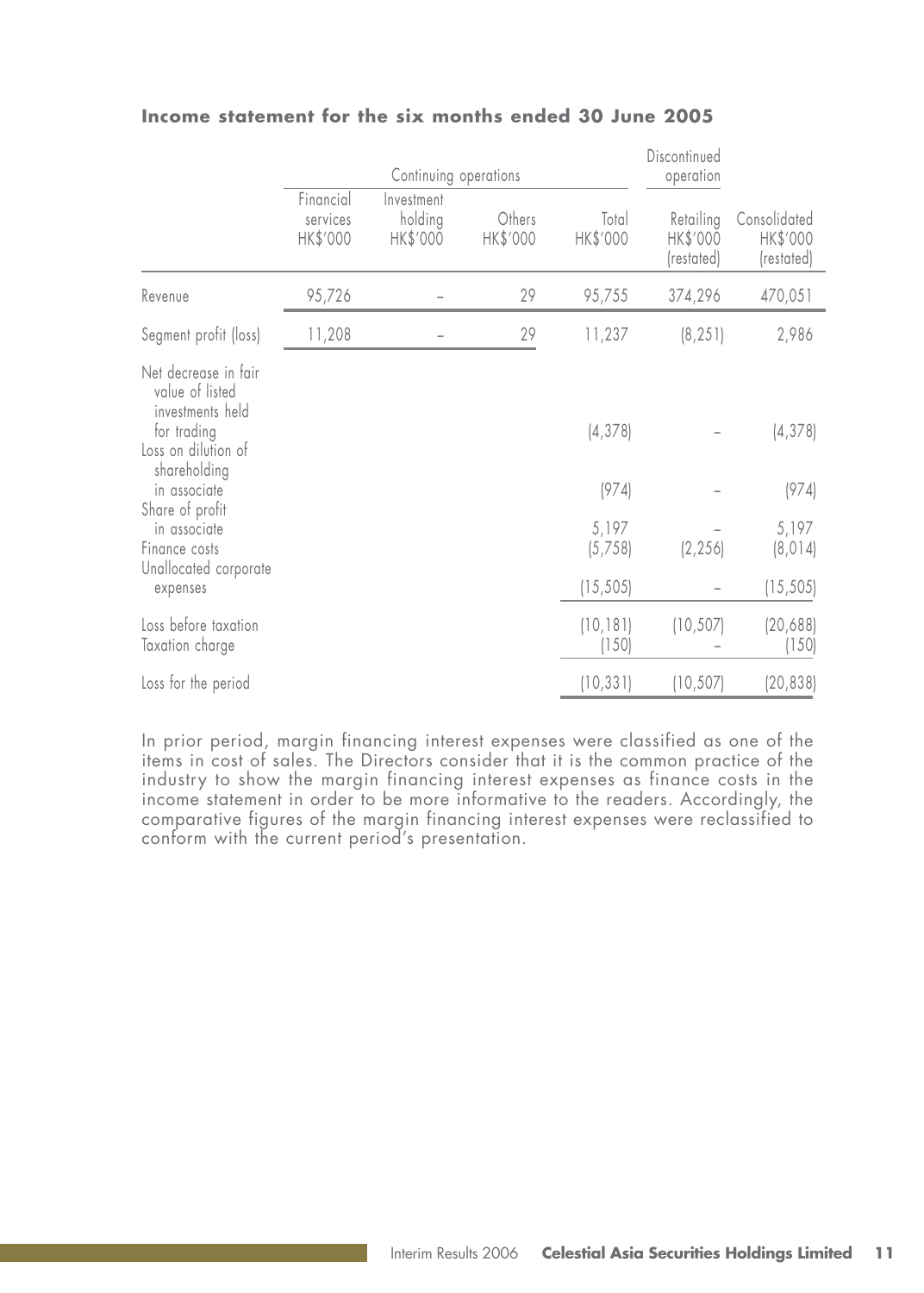### Income statement for the six months ended 30 June 2005

| | Continuing operations | | | | Discontinued operation | |
|---|---|---|---|---|---|---|
| | Financial services HK$'000 | Investment holding HK$'000 | Others HK$'000 | Total HK$'000 | Retailing HK$'000 (restated) | Consolidated HK$'000 (restated) |
| Revenue | 95,726 | – | 29 | 95,755 | 374,296 | 470,051 |
| Segment profit (loss) | 11,208 | – | 29 | 11,237 | (8,251) | 2,986 |
| Net decrease in fair value of listed investments held for trading | | | | (4,378) | – | (4,378) |
| Loss on dilution of shareholding in associate | | | | (974) | – | (974) |
| Share of profit in associate | | | | 5,197 | – | 5,197 |
| Finance costs | | | | (5,758) | (2,256) | (8,014) |
| Unallocated corporate expenses | | | | (15,505) | – | (15,505) |
| Loss before taxation | | | | (10,181) | (10,507) | (20,688) |
| Taxation charge | | | | (150) | – | (150) |
| Loss for the period | | | | (10,331) | (10,507) | (20,838) |

In prior period, margin financing interest expenses were classified as one of the items in cost of sales. The Directors consider that it is the common practice of the industry to show the margin financing interest expenses as finance costs in the income statement in order to be more informative to the readers. Accordingly, the comparative figures of the margin financing interest expenses were reclassified to conform with the current period's presentation.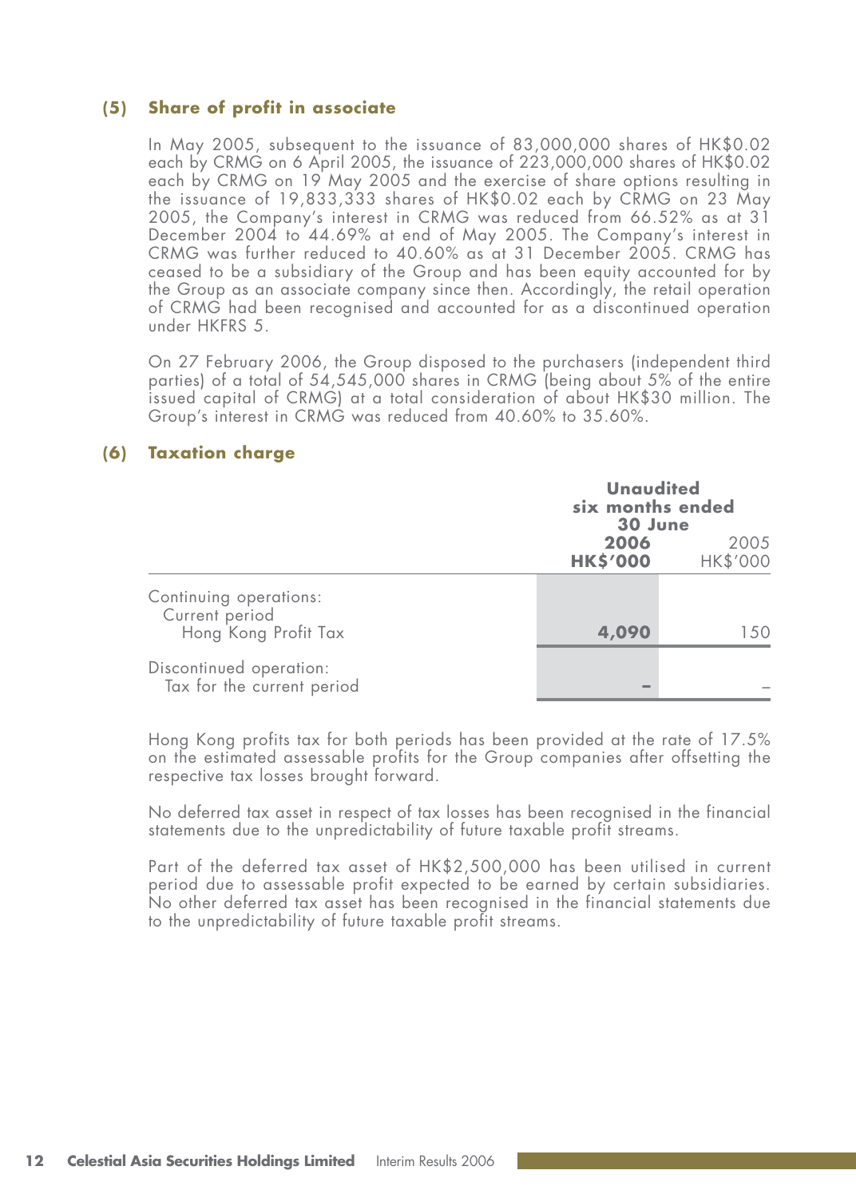### (5) Share of profit in associate

In May 2005, subsequent to the issuance of 83,000,000 shares of HK$0.02 each by CRMG on 6 April 2005, the issuance of 223,000,000 shares of HK$0.02 each by CRMG on 19 May 2005 and the exercise of share options resulting in the issuance of 19,833,333 shares of HK$0.02 each by CRMG on 23 May 2005, the Company's interest in CRMG was reduced from 66.52% as at 31 December 2004 to 44.69% at end of May 2005. The Company's interest in CRMG was further reduced to 40.60% as at 31 December 2005. CRMG has ceased to be a subsidiary of the Group and has been equity accounted for by the Group as an associate company since then. Accordingly, the retail operation of CRMG had been recognised and accounted for as a discontinued operation under HKFRS 5.

On 27 February 2006, the Group disposed to the purchasers (independent third parties) of a total of 54,545,000 shares in CRMG (being about 5% of the entire issued capital of CRMG) at a total consideration of about HK$30 million. The Group's interest in CRMG was reduced from 40.60% to 35.60%.

### (6) Taxation charge

| | **Unaudited six months ended 30 June** | |
|---|---|---|
| | **2006** | 2005 |
| | **HK$'000** | HK$'000 |
| Continuing operations: | | |
| Current period | | |
| Hong Kong Profit Tax | **4,090** | 150 |
| Discontinued operation: | | |
| Tax for the current period | **–** | – |

Hong Kong profits tax for both periods has been provided at the rate of 17.5% on the estimated assessable profits for the Group companies after offsetting the respective tax losses brought forward.

No deferred tax asset in respect of tax losses has been recognised in the financial statements due to the unpredictability of future taxable profit streams.

Part of the deferred tax asset of HK$2,500,000 has been utilised in current period due to assessable profit expected to be earned by certain subsidiaries. No other deferred tax asset has been recognised in the financial statements due to the unpredictability of future taxable profit streams.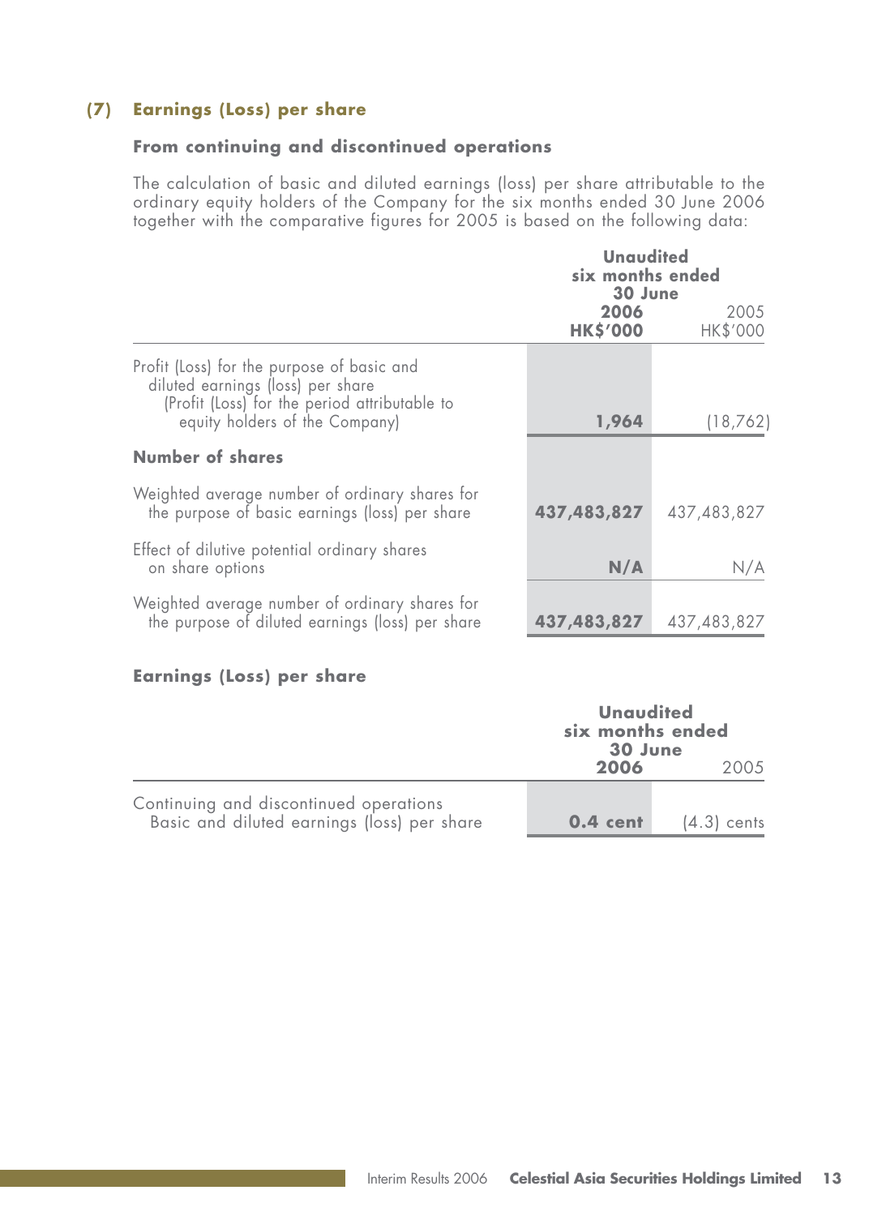## (7) Earnings (Loss) per share

### From continuing and discontinued operations

The calculation of basic and diluted earnings (loss) per share attributable to the ordinary equity holders of the Company for the six months ended 30 June 2006 together with the comparative figures for 2005 is based on the following data:

| | Unaudited six months ended 30 June | |
|---|---|---|
| | **2006** | 2005 |
| | **HK$'000** | HK$'000 |
| Profit (Loss) for the purpose of basic and diluted earnings (loss) per share (Profit (Loss) for the period attributable to equity holders of the Company) | **1,964** | (18,762) |
| **Number of shares** | | |
| Weighted average number of ordinary shares for the purpose of basic earnings (loss) per share | **437,483,827** | 437,483,827 |
| Effect of dilutive potential ordinary shares on share options | **N/A** | N/A |
| Weighted average number of ordinary shares for the purpose of diluted earnings (loss) per share | **437,483,827** | 437,483,827 |

### Earnings (Loss) per share

| | Unaudited six months ended 30 June | |
|---|---|---|
| | **2006** | 2005 |
| Continuing and discontinued operations<br>Basic and diluted earnings (loss) per share | **0.4 cent** | (4.3) cents |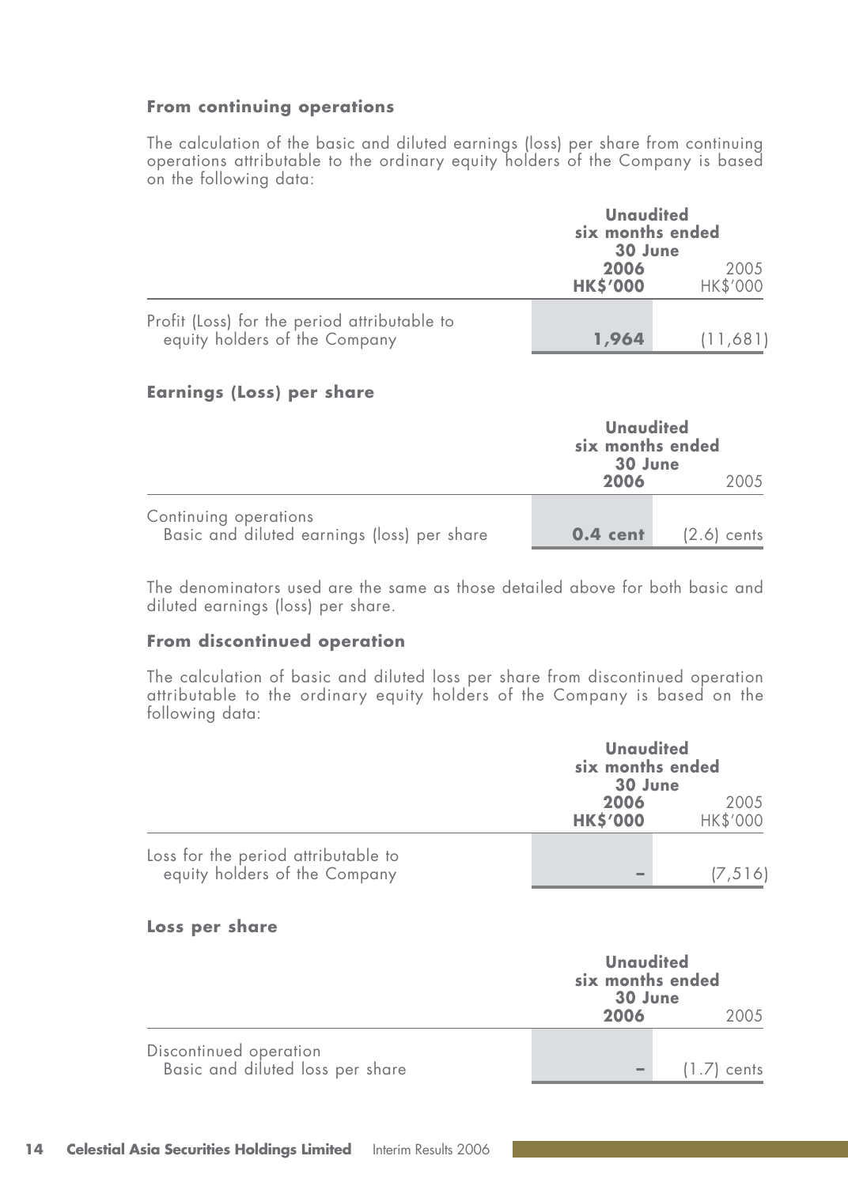### From continuing operations

The calculation of the basic and diluted earnings (loss) per share from continuing operations attributable to the ordinary equity holders of the Company is based on the following data:

| | Unaudited six months ended 30 June | |
|---|---|---|
| | **2006** | 2005 |
| | **HK$'000** | HK$'000 |
| Profit (Loss) for the period attributable to equity holders of the Company | **1,964** | (11,681) |

### Earnings (Loss) per share

| | Unaudited six months ended 30 June | |
|---|---|---|
| | **2006** | 2005 |
| Continuing operations | | |
| Basic and diluted earnings (loss) per share | **0.4 cent** | (2.6) cents |

The denominators used are the same as those detailed above for both basic and diluted earnings (loss) per share.

### From discontinued operation

The calculation of basic and diluted loss per share from discontinued operation attributable to the ordinary equity holders of the Company is based on the following data:

| | Unaudited six months ended 30 June | |
|---|---|---|
| | **2006** | 2005 |
| | **HK$'000** | HK$'000 |
| Loss for the period attributable to equity holders of the Company | **–** | (7,516) |

### Loss per share

| | Unaudited six months ended 30 June | |
|---|---|---|
| | **2006** | 2005 |
| Discontinued operation | | |
| Basic and diluted loss per share | **–** | (1.7) cents |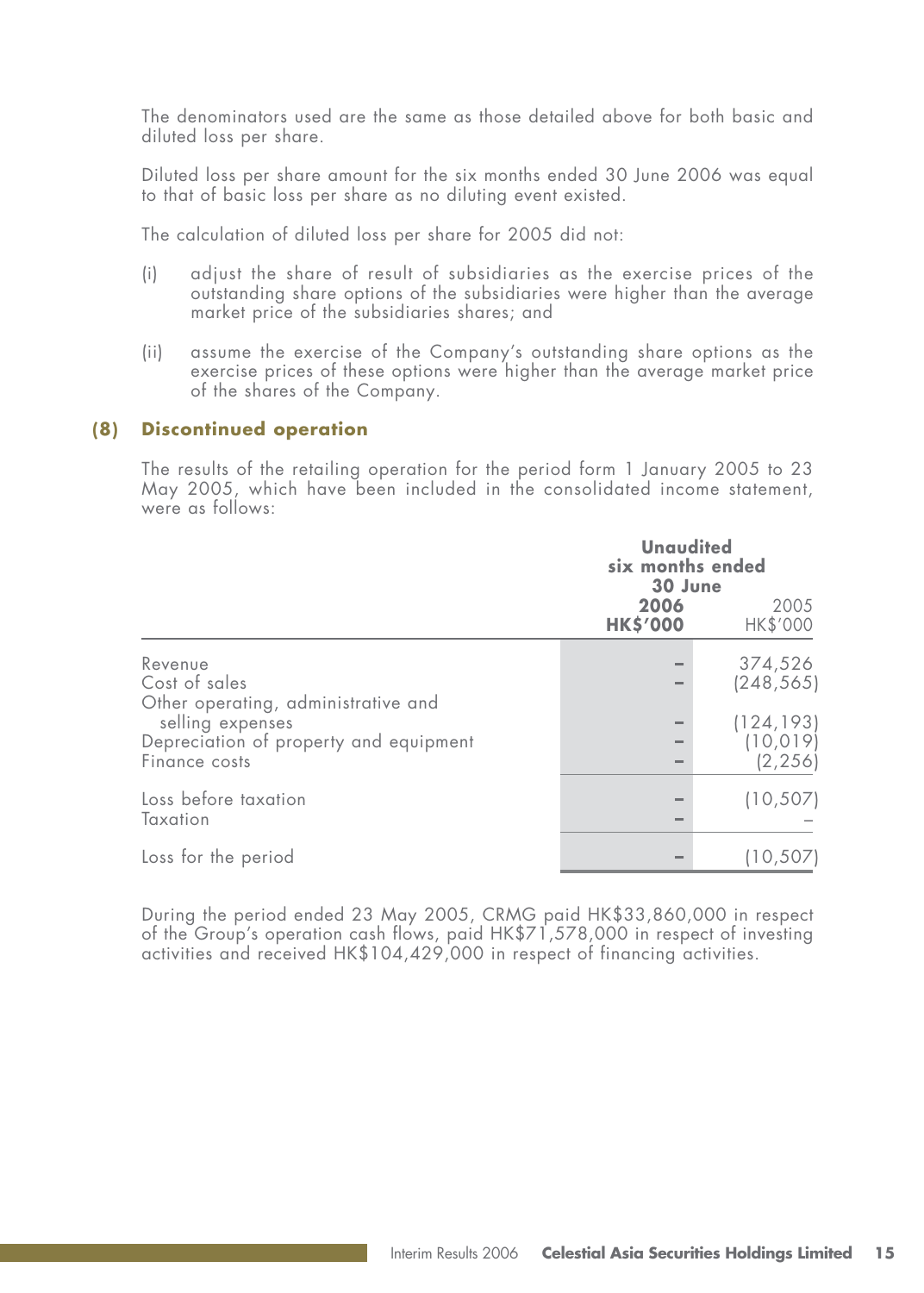The denominators used are the same as those detailed above for both basic and diluted loss per share.

Diluted loss per share amount for the six months ended 30 June 2006 was equal to that of basic loss per share as no diluting event existed.

The calculation of diluted loss per share for 2005 did not:

(i) adjust the share of result of subsidiaries as the exercise prices of the outstanding share options of the subsidiaries were higher than the average market price of the subsidiaries shares; and

(ii) assume the exercise of the Company's outstanding share options as the exercise prices of these options were higher than the average market price of the shares of the Company.

## (8) Discontinued operation

The results of the retailing operation for the period form 1 January 2005 to 23 May 2005, which have been included in the consolidated income statement, were as follows:

| | Unaudited six months ended 30 June | |
|---|---|---|
| | **2006** | 2005 |
| | **HK$'000** | HK$'000 |
| Revenue | – | 374,526 |
| Cost of sales | – | (248,565) |
| Other operating, administrative and selling expenses | – | (124,193) |
| Depreciation of property and equipment | – | (10,019) |
| Finance costs | – | (2,256) |
| Loss before taxation | – | (10,507) |
| Taxation | – | – |
| Loss for the period | – | (10,507) |

During the period ended 23 May 2005, CRMG paid HK$33,860,000 in respect of the Group's operation cash flows, paid HK$71,578,000 in respect of investing activities and received HK$104,429,000 in respect of financing activities.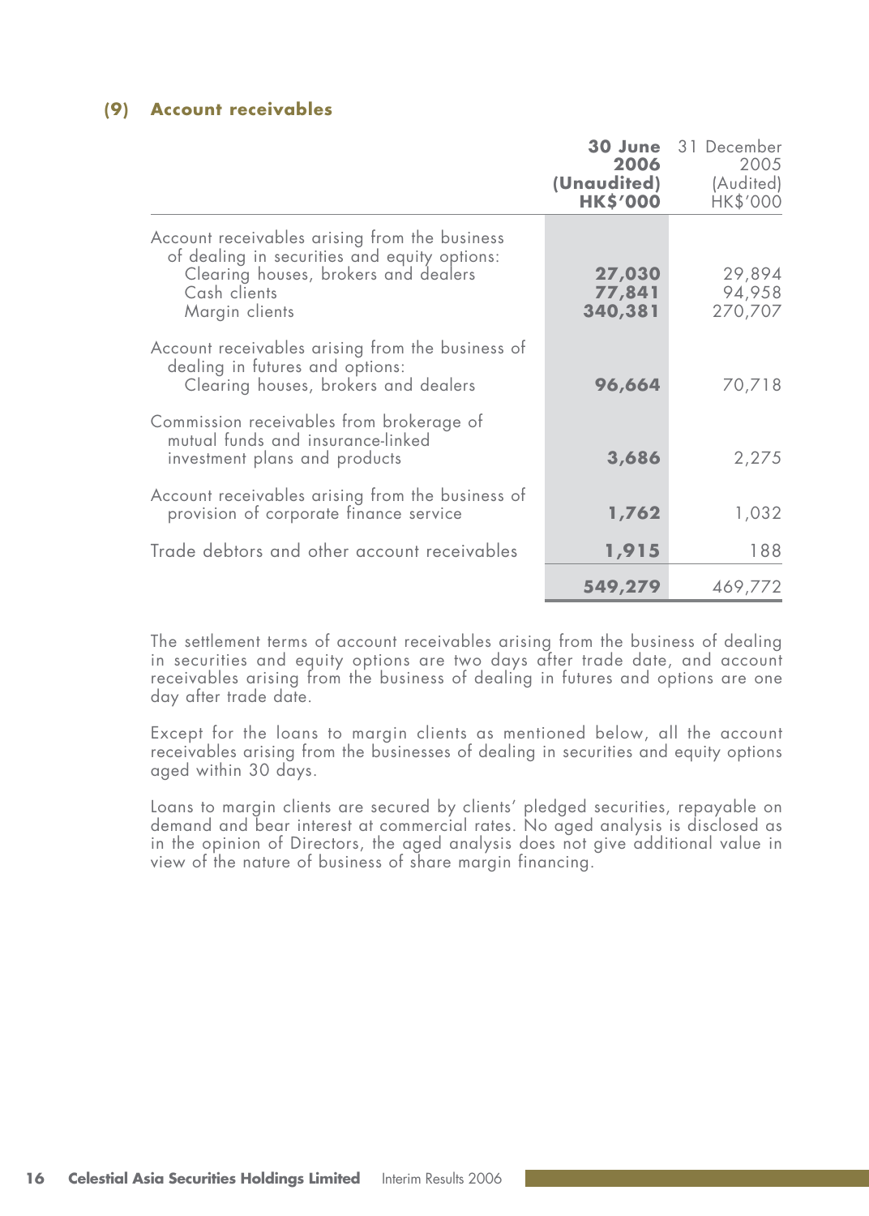### (9) Account receivables

| | 30 June 2006 (Unaudited) HK$'000 | 31 December 2005 (Audited) HK$'000 |
|---|---|---|
| Account receivables arising from the business of dealing in securities and equity options: | | |
| Clearing houses, brokers and dealers | 27,030 | 29,894 |
| Cash clients | 77,841 | 94,958 |
| Margin clients | 340,381 | 270,707 |
| Account receivables arising from the business of dealing in futures and options: | | |
| Clearing houses, brokers and dealers | 96,664 | 70,718 |
| Commission receivables from brokerage of mutual funds and insurance-linked investment plans and products | 3,686 | 2,275 |
| Account receivables arising from the business of provision of corporate finance service | 1,762 | 1,032 |
| Trade debtors and other account receivables | 1,915 | 188 |
| | 549,279 | 469,772 |

The settlement terms of account receivables arising from the business of dealing in securities and equity options are two days after trade date, and account receivables arising from the business of dealing in futures and options are one day after trade date.

Except for the loans to margin clients as mentioned below, all the account receivables arising from the businesses of dealing in securities and equity options aged within 30 days.

Loans to margin clients are secured by clients' pledged securities, repayable on demand and bear interest at commercial rates. No aged analysis is disclosed as in the opinion of Directors, the aged analysis does not give additional value in view of the nature of business of share margin financing.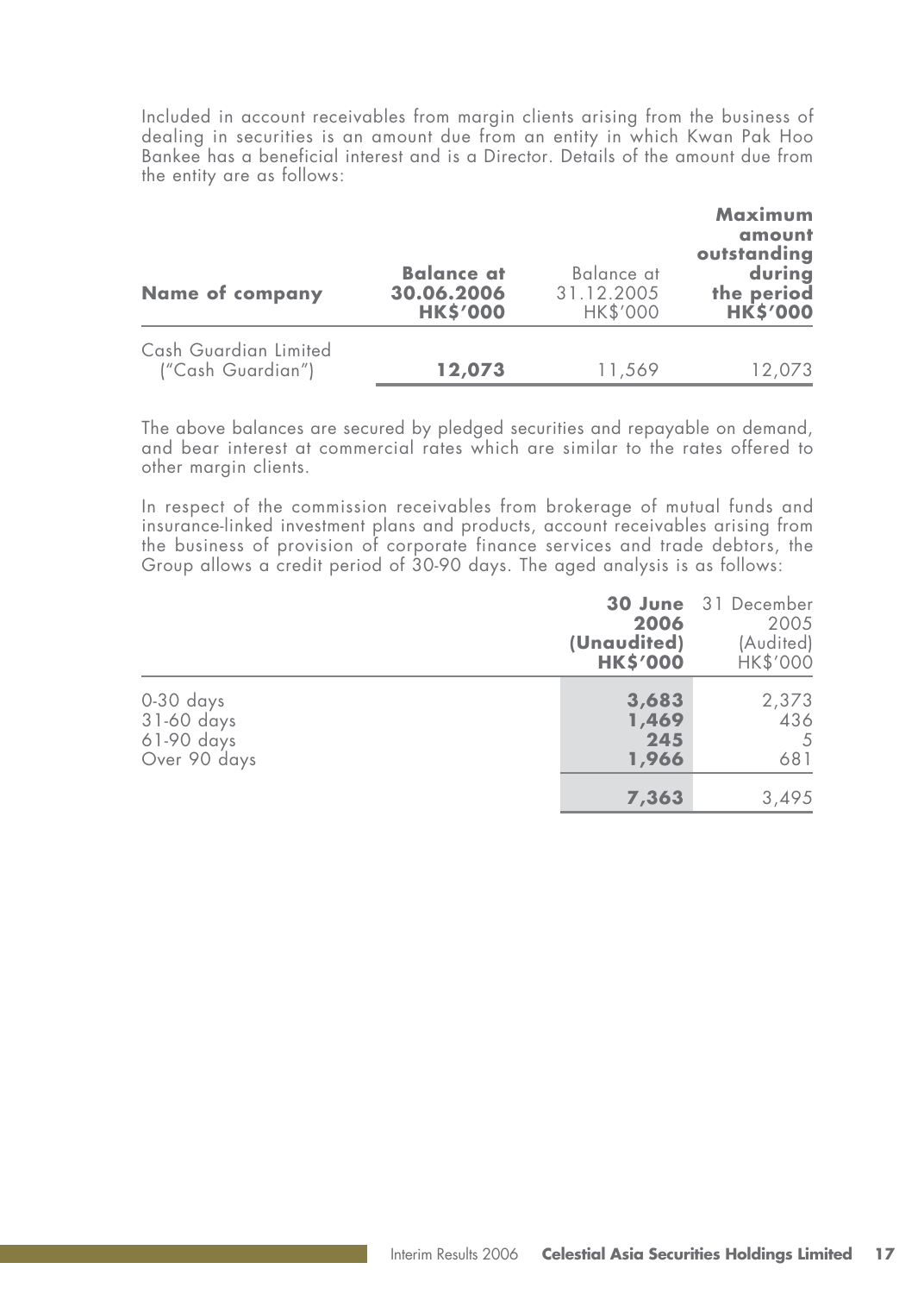Included in account receivables from margin clients arising from the business of dealing in securities is an amount due from an entity in which Kwan Pak Hoo Bankee has a beneficial interest and is a Director. Details of the amount due from the entity are as follows:

| Name of company | Balance at 30.06.2006 HK$'000 | Balance at 31.12.2005 HK$'000 | Maximum amount outstanding during the period HK$'000 |
|---|---|---|---|
| Cash Guardian Limited ("Cash Guardian") | **12,073** | 11,569 | 12,073 |

The above balances are secured by pledged securities and repayable on demand, and bear interest at commercial rates which are similar to the rates offered to other margin clients.

In respect of the commission receivables from brokerage of mutual funds and insurance-linked investment plans and products, account receivables arising from the business of provision of corporate finance services and trade debtors, the Group allows a credit period of 30-90 days. The aged analysis is as follows:

| | 30 June 2006 (Unaudited) HK$'000 | 31 December 2005 (Audited) HK$'000 |
|---|---|---|
| 0-30 days | **3,683** | 2,373 |
| 31-60 days | **1,469** | 436 |
| 61-90 days | **245** | 5 |
| Over 90 days | **1,966** | 681 |
| | **7,363** | 3,495 |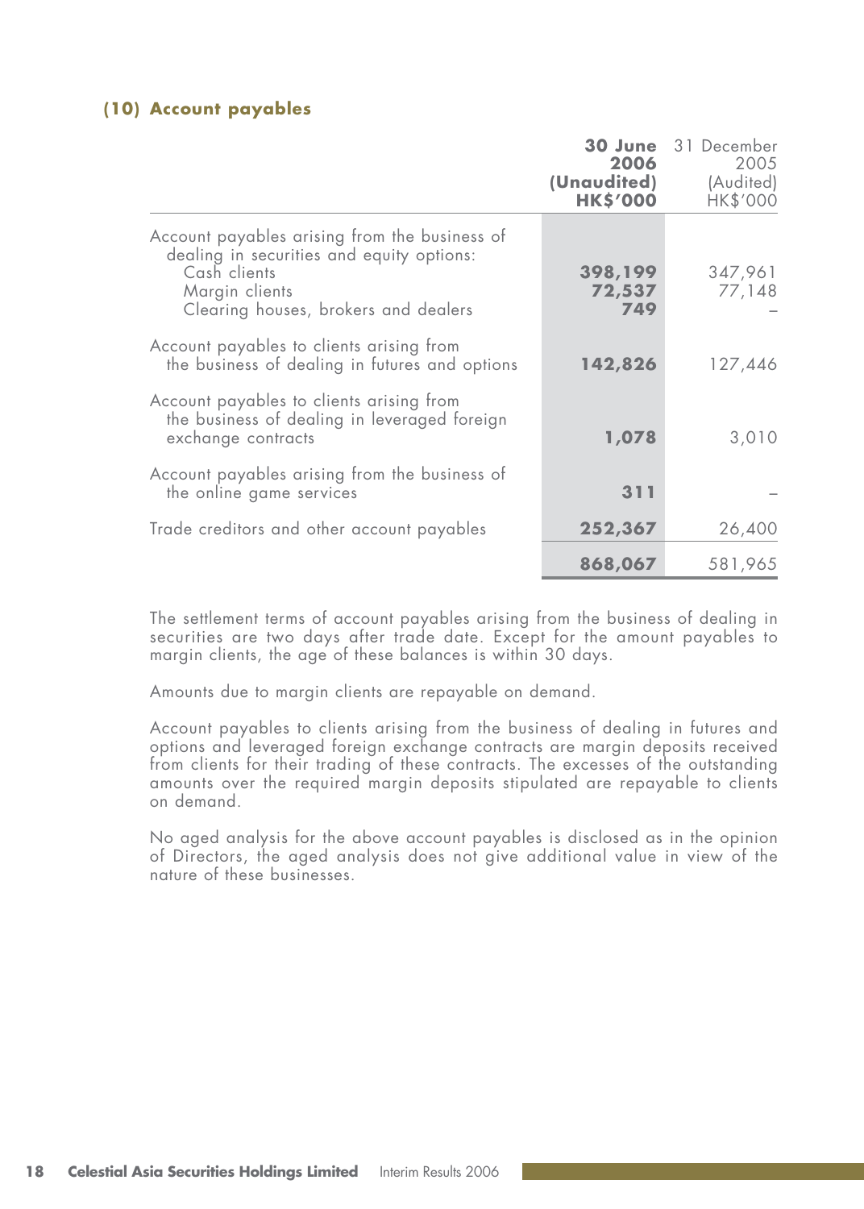### (10) Account payables

| | **30 June 2006 (Unaudited) HK$'000** | 31 December 2005 (Audited) HK$'000 |
|---|---|---|
| Account payables arising from the business of dealing in securities and equity options: | | |
| Cash clients | **398,199** | 347,961 |
| Margin clients | **72,537** | 77,148 |
| Clearing houses, brokers and dealers | **749** | – |
| Account payables to clients arising from the business of dealing in futures and options | **142,826** | 127,446 |
| Account payables to clients arising from the business of dealing in leveraged foreign exchange contracts | **1,078** | 3,010 |
| Account payables arising from the business of the online game services | **311** | – |
| Trade creditors and other account payables | **252,367** | 26,400 |
| | **868,067** | 581,965 |

The settlement terms of account payables arising from the business of dealing in securities are two days after trade date. Except for the amount payables to margin clients, the age of these balances is within 30 days.

Amounts due to margin clients are repayable on demand.

Account payables to clients arising from the business of dealing in futures and options and leveraged foreign exchange contracts are margin deposits received from clients for their trading of these contracts. The excesses of the outstanding amounts over the required margin deposits stipulated are repayable to clients on demand.

No aged analysis for the above account payables is disclosed as in the opinion of Directors, the aged analysis does not give additional value in view of the nature of these businesses.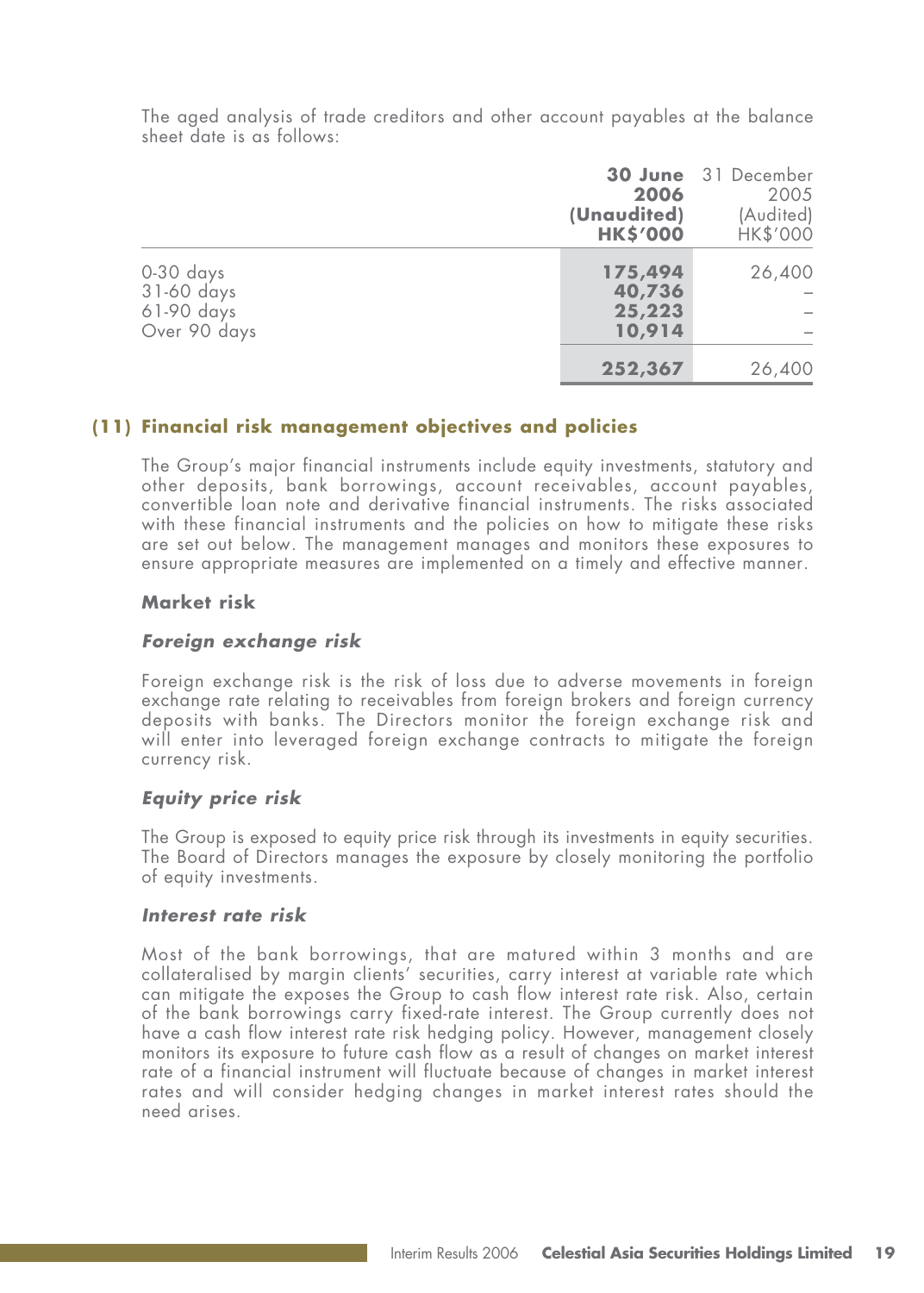The aged analysis of trade creditors and other account payables at the balance sheet date is as follows:

| | **30 June 2006 (Unaudited) HK$'000** | 31 December 2005 (Audited) HK$'000 |
|---|---|---|
| 0-30 days | **175,494** | 26,400 |
| 31-60 days | **40,736** | – |
| 61-90 days | **25,223** | – |
| Over 90 days | **10,914** | – |
| | **252,367** | 26,400 |

## (11) Financial risk management objectives and policies

The Group's major financial instruments include equity investments, statutory and other deposits, bank borrowings, account receivables, account payables, convertible loan note and derivative financial instruments. The risks associated with these financial instruments and the policies on how to mitigate these risks are set out below. The management manages and monitors these exposures to ensure appropriate measures are implemented on a timely and effective manner.

### Market risk

#### *Foreign exchange risk*

Foreign exchange risk is the risk of loss due to adverse movements in foreign exchange rate relating to receivables from foreign brokers and foreign currency deposits with banks. The Directors monitor the foreign exchange risk and will enter into leveraged foreign exchange contracts to mitigate the foreign currency risk.

#### *Equity price risk*

The Group is exposed to equity price risk through its investments in equity securities. The Board of Directors manages the exposure by closely monitoring the portfolio of equity investments.

#### *Interest rate risk*

Most of the bank borrowings, that are matured within 3 months and are collateralised by margin clients' securities, carry interest at variable rate which can mitigate the exposes the Group to cash flow interest rate risk. Also, certain of the bank borrowings carry fixed-rate interest. The Group currently does not have a cash flow interest rate risk hedging policy. However, management closely monitors its exposure to future cash flow as a result of changes on market interest rate of a financial instrument will fluctuate because of changes in market interest rates and will consider hedging changes in market interest rates should the need arises.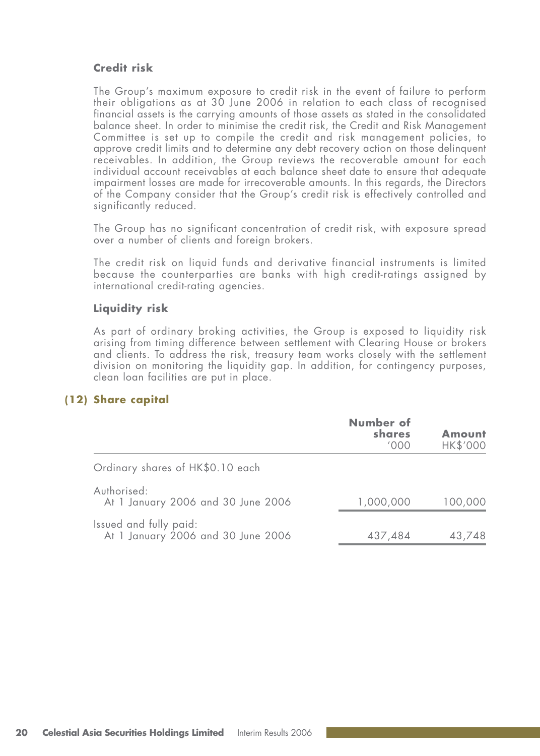### Credit risk

The Group's maximum exposure to credit risk in the event of failure to perform their obligations as at 30 June 2006 in relation to each class of recognised financial assets is the carrying amounts of those assets as stated in the consolidated balance sheet. In order to minimise the credit risk, the Credit and Risk Management Committee is set up to compile the credit and risk management policies, to approve credit limits and to determine any debt recovery action on those delinquent receivables. In addition, the Group reviews the recoverable amount for each individual account receivables at each balance sheet date to ensure that adequate impairment losses are made for irrecoverable amounts. In this regards, the Directors of the Company consider that the Group's credit risk is effectively controlled and significantly reduced.

The Group has no significant concentration of credit risk, with exposure spread over a number of clients and foreign brokers.

The credit risk on liquid funds and derivative financial instruments is limited because the counterparties are banks with high credit-ratings assigned by international credit-rating agencies.

### Liquidity risk

As part of ordinary broking activities, the Group is exposed to liquidity risk arising from timing difference between settlement with Clearing House or brokers and clients. To address the risk, treasury team works closely with the settlement division on monitoring the liquidity gap. In addition, for contingency purposes, clean loan facilities are put in place.

## (12) Share capital

| | **Number of shares** '000 | **Amount** HK$'000 |
|---|---|---|
| Ordinary shares of HK$0.10 each | | |
| Authorised: At 1 January 2006 and 30 June 2006 | 1,000,000 | 100,000 |
| Issued and fully paid: At 1 January 2006 and 30 June 2006 | 437,484 | 43,748 |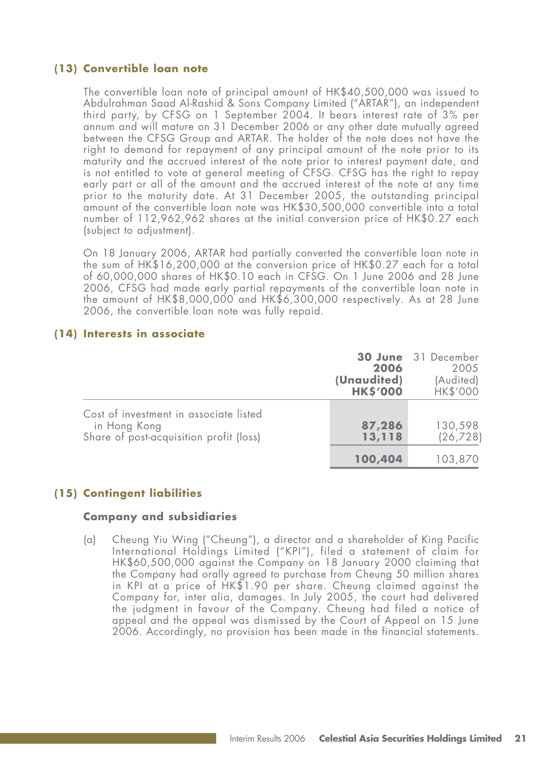### (13) Convertible loan note

The convertible loan note of principal amount of HK$40,500,000 was issued to Abdulrahman Saad Al-Rashid & Sons Company Limited ("ARTAR"), an independent third party, by CFSG on 1 September 2004. It bears interest rate of 3% per annum and will mature on 31 December 2006 or any other date mutually agreed between the CFSG Group and ARTAR. The holder of the note does not have the right to demand for repayment of any principal amount of the note prior to its maturity and the accrued interest of the note prior to interest payment date, and is not entitled to vote at general meeting of CFSG. CFSG has the right to repay early part or all of the amount and the accrued interest of the note at any time prior to the maturity date. At 31 December 2005, the outstanding principal amount of the convertible loan note was HK$30,500,000 convertible into a total number of 112,962,962 shares at the initial conversion price of HK$0.27 each (subject to adjustment).

On 18 January 2006, ARTAR had partially converted the convertible loan note in the sum of HK$16,200,000 at the conversion price of HK$0.27 each for a total of 60,000,000 shares of HK$0.10 each in CFSG. On 1 June 2006 and 28 June 2006, CFSG had made early partial repayments of the convertible loan note in the amount of HK$8,000,000 and HK$6,300,000 respectively. As at 28 June 2006, the convertible loan note was fully repaid.

### (14) Interests in associate

| | **30 June 2006 (Unaudited) HK$'000** | 31 December 2005 (Audited) HK$'000 |
|---|---|---|
| Cost of investment in associate listed in Hong Kong | **87,286** | 130,598 |
| Share of post-acquisition profit (loss) | **13,118** | (26,728) |
| | **100,404** | 103,870 |

### (15) Contingent liabilities

#### Company and subsidiaries

(a) Cheung Yiu Wing ("Cheung"), a director and a shareholder of King Pacific International Holdings Limited ("KPI"), filed a statement of claim for HK$60,500,000 against the Company on 18 January 2000 claiming that the Company had orally agreed to purchase from Cheung 50 million shares in KPI at a price of HK$1.90 per share. Cheung claimed against the Company for, inter alia, damages. In July 2005, the court had delivered the judgment in favour of the Company. Cheung had filed a notice of appeal and the appeal was dismissed by the Court of Appeal on 15 June 2006. Accordingly, no provision has been made in the financial statements.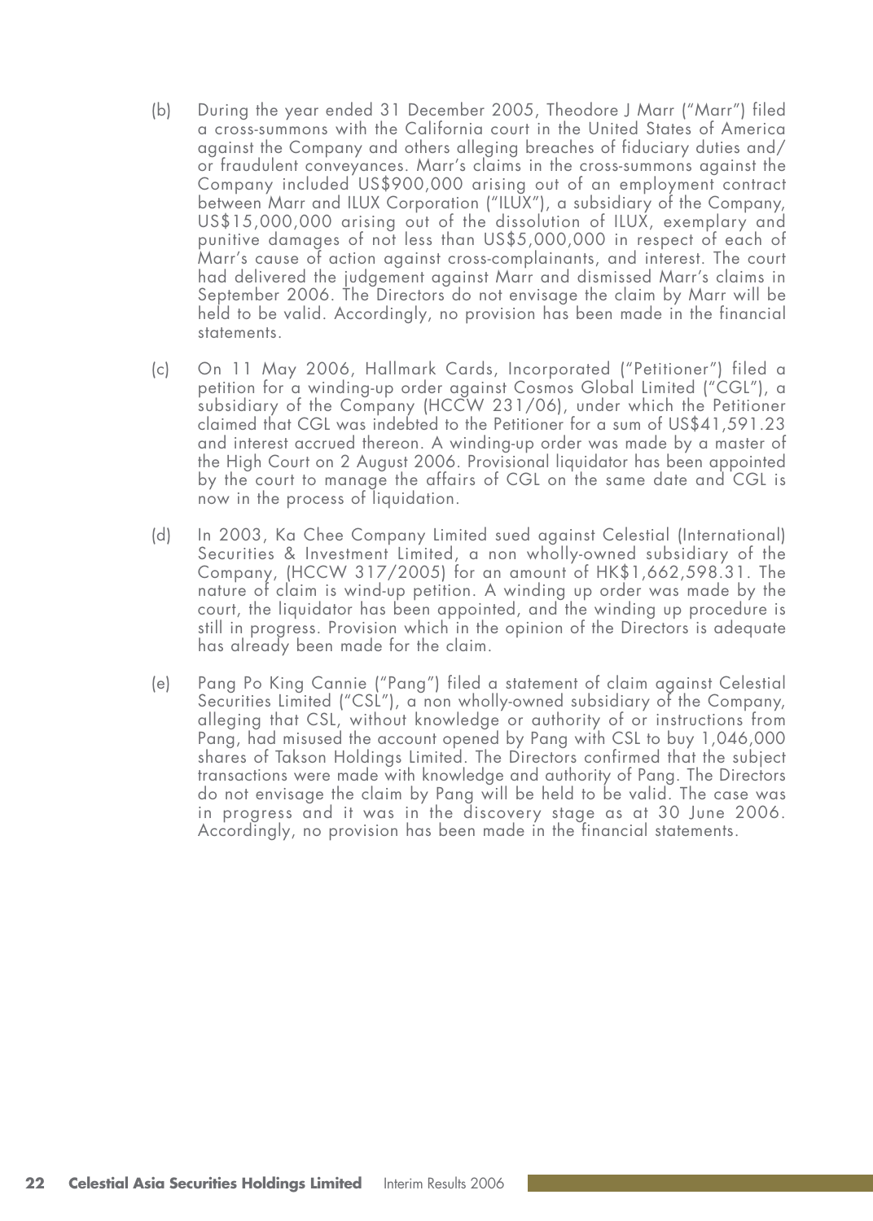(b) During the year ended 31 December 2005, Theodore J Marr ("Marr") filed a cross-summons with the California court in the United States of America against the Company and others alleging breaches of fiduciary duties and/ or fraudulent conveyances. Marr's claims in the cross-summons against the Company included US$900,000 arising out of an employment contract between Marr and ILUX Corporation ("ILUX"), a subsidiary of the Company, US$15,000,000 arising out of the dissolution of ILUX, exemplary and punitive damages of not less than US$5,000,000 in respect of each of Marr's cause of action against cross-complainants, and interest. The court had delivered the judgement against Marr and dismissed Marr's claims in September 2006. The Directors do not envisage the claim by Marr will be held to be valid. Accordingly, no provision has been made in the financial statements.

(c) On 11 May 2006, Hallmark Cards, Incorporated ("Petitioner") filed a petition for a winding-up order against Cosmos Global Limited ("CGL"), a subsidiary of the Company (HCCW 231/06), under which the Petitioner claimed that CGL was indebted to the Petitioner for a sum of US$41,591.23 and interest accrued thereon. A winding-up order was made by a master of the High Court on 2 August 2006. Provisional liquidator has been appointed by the court to manage the affairs of CGL on the same date and CGL is now in the process of liquidation.

(d) In 2003, Ka Chee Company Limited sued against Celestial (International) Securities & Investment Limited, a non wholly-owned subsidiary of the Company, (HCCW 317/2005) for an amount of HK$1,662,598.31. The nature of claim is wind-up petition. A winding up order was made by the court, the liquidator has been appointed, and the winding up procedure is still in progress. Provision which in the opinion of the Directors is adequate has already been made for the claim.

(e) Pang Po King Cannie ("Pang") filed a statement of claim against Celestial Securities Limited ("CSL"), a non wholly-owned subsidiary of the Company, alleging that CSL, without knowledge or authority of or instructions from Pang, had misused the account opened by Pang with CSL to buy 1,046,000 shares of Takson Holdings Limited. The Directors confirmed that the subject transactions were made with knowledge and authority of Pang. The Directors do not envisage the claim by Pang will be held to be valid. The case was in progress and it was in the discovery stage as at 30 June 2006. Accordingly, no provision has been made in the financial statements.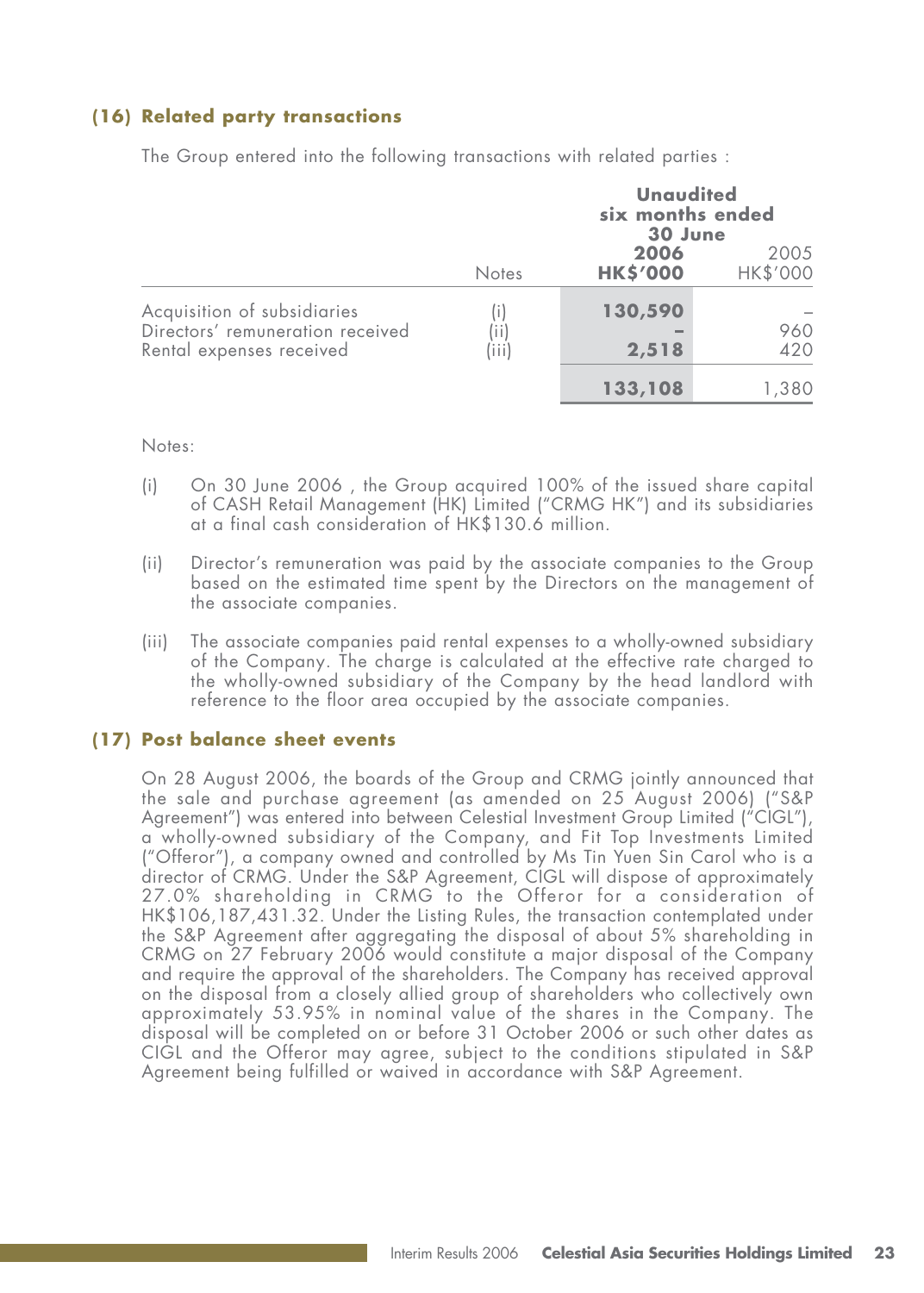### (16) Related party transactions

The Group entered into the following transactions with related parties :

| | Notes | Unaudited six months ended 30 June 2006 HK$'000 | 2005 HK$'000 |
|---|---|---|---|
| Acquisition of subsidiaries | (i) | **130,590** | – |
| Directors' remuneration received | (ii) | **–** | 960 |
| Rental expenses received | (iii) | **2,518** | 420 |
| | | **133,108** | 1,380 |

Notes:

(i) On 30 June 2006 , the Group acquired 100% of the issued share capital of CASH Retail Management (HK) Limited ("CRMG HK") and its subsidiaries at a final cash consideration of HK$130.6 million.

(ii) Director's remuneration was paid by the associate companies to the Group based on the estimated time spent by the Directors on the management of the associate companies.

(iii) The associate companies paid rental expenses to a wholly-owned subsidiary of the Company. The charge is calculated at the effective rate charged to the wholly-owned subsidiary of the Company by the head landlord with reference to the floor area occupied by the associate companies.

### (17) Post balance sheet events

On 28 August 2006, the boards of the Group and CRMG jointly announced that the sale and purchase agreement (as amended on 25 August 2006) ("S&P Agreement") was entered into between Celestial Investment Group Limited ("CIGL"), a wholly-owned subsidiary of the Company, and Fit Top Investments Limited ("Offeror"), a company owned and controlled by Ms Tin Yuen Sin Carol who is a director of CRMG. Under the S&P Agreement, CIGL will dispose of approximately 27.0% shareholding in CRMG to the Offeror for a consideration of HK$106,187,431.32. Under the Listing Rules, the transaction contemplated under the S&P Agreement after aggregating the disposal of about 5% shareholding in CRMG on 27 February 2006 would constitute a major disposal of the Company and require the approval of the shareholders. The Company has received approval on the disposal from a closely allied group of shareholders who collectively own approximately 53.95% in nominal value of the shares in the Company. The disposal will be completed on or before 31 October 2006 or such other dates as CIGL and the Offeror may agree, subject to the conditions stipulated in S&P Agreement being fulfilled or waived in accordance with S&P Agreement.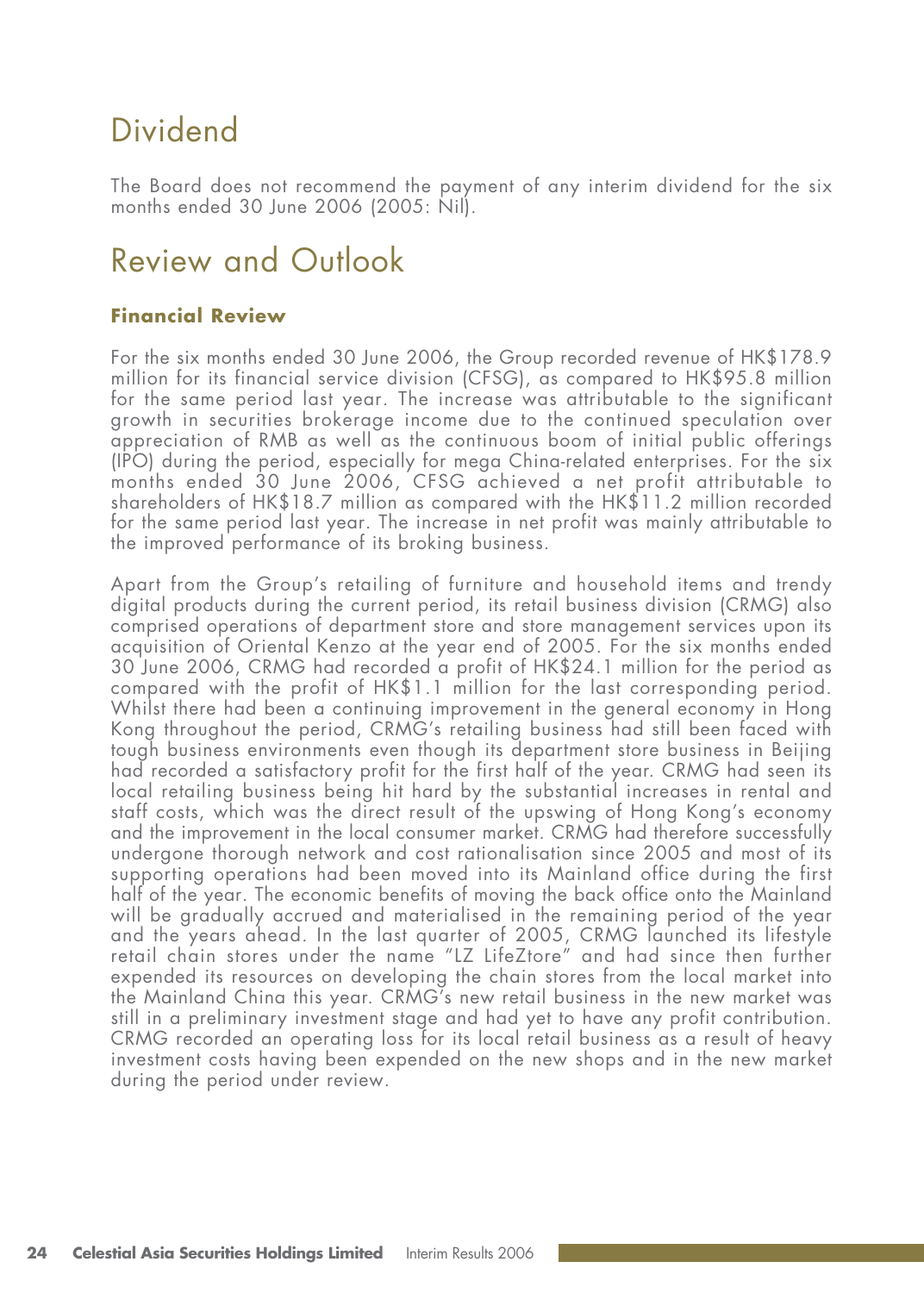# Dividend

The Board does not recommend the payment of any interim dividend for the six months ended 30 June 2006 (2005: Nil).

# Review and Outlook

### Financial Review

For the six months ended 30 June 2006, the Group recorded revenue of HK$178.9 million for its financial service division (CFSG), as compared to HK$95.8 million for the same period last year. The increase was attributable to the significant growth in securities brokerage income due to the continued speculation over appreciation of RMB as well as the continuous boom of initial public offerings (IPO) during the period, especially for mega China-related enterprises. For the six months ended 30 June 2006, CFSG achieved a net profit attributable to shareholders of HK$18.7 million as compared with the HK$11.2 million recorded for the same period last year. The increase in net profit was mainly attributable to the improved performance of its broking business.

Apart from the Group's retailing of furniture and household items and trendy digital products during the current period, its retail business division (CRMG) also comprised operations of department store and store management services upon its acquisition of Oriental Kenzo at the year end of 2005. For the six months ended 30 June 2006, CRMG had recorded a profit of HK$24.1 million for the period as compared with the profit of HK$1.1 million for the last corresponding period. Whilst there had been a continuing improvement in the general economy in Hong Kong throughout the period, CRMG's retailing business had still been faced with tough business environments even though its department store business in Beijing had recorded a satisfactory profit for the first half of the year. CRMG had seen its local retailing business being hit hard by the substantial increases in rental and staff costs, which was the direct result of the upswing of Hong Kong's economy and the improvement in the local consumer market. CRMG had therefore successfully undergone thorough network and cost rationalisation since 2005 and most of its supporting operations had been moved into its Mainland office during the first half of the year. The economic benefits of moving the back office onto the Mainland will be gradually accrued and materialised in the remaining period of the year and the years ahead. In the last quarter of 2005, CRMG launched its lifestyle retail chain stores under the name "LZ LifeZtore" and had since then further expended its resources on developing the chain stores from the local market into the Mainland China this year. CRMG's new retail business in the new market was still in a preliminary investment stage and had yet to have any profit contribution. CRMG recorded an operating loss for its local retail business as a result of heavy investment costs having been expended on the new shops and in the new market during the period under review.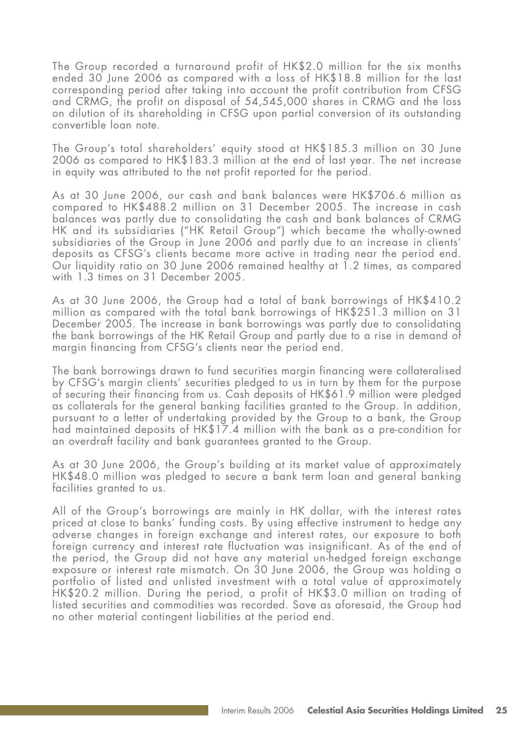The Group recorded a turnaround profit of HK$2.0 million for the six months ended 30 June 2006 as compared with a loss of HK$18.8 million for the last corresponding period after taking into account the profit contribution from CFSG and CRMG, the profit on disposal of 54,545,000 shares in CRMG and the loss on dilution of its shareholding in CFSG upon partial conversion of its outstanding convertible loan note.

The Group's total shareholders' equity stood at HK$185.3 million on 30 June 2006 as compared to HK$183.3 million at the end of last year. The net increase in equity was attributed to the net profit reported for the period.

As at 30 June 2006, our cash and bank balances were HK$706.6 million as compared to HK$488.2 million on 31 December 2005. The increase in cash balances was partly due to consolidating the cash and bank balances of CRMG HK and its subsidiaries ("HK Retail Group") which became the wholly-owned subsidiaries of the Group in June 2006 and partly due to an increase in clients' deposits as CFSG's clients became more active in trading near the period end. Our liquidity ratio on 30 June 2006 remained healthy at 1.2 times, as compared with 1.3 times on 31 December 2005.

As at 30 June 2006, the Group had a total of bank borrowings of HK$410.2 million as compared with the total bank borrowings of HK$251.3 million on 31 December 2005. The increase in bank borrowings was partly due to consolidating the bank borrowings of the HK Retail Group and partly due to a rise in demand of margin financing from CFSG's clients near the period end.

The bank borrowings drawn to fund securities margin financing were collateralised by CFSG's margin clients' securities pledged to us in turn by them for the purpose of securing their financing from us. Cash deposits of HK$61.9 million were pledged as collaterals for the general banking facilities granted to the Group. In addition, pursuant to a letter of undertaking provided by the Group to a bank, the Group had maintained deposits of HK$17.4 million with the bank as a pre-condition for an overdraft facility and bank guarantees granted to the Group.

As at 30 June 2006, the Group's building at its market value of approximately HK$48.0 million was pledged to secure a bank term loan and general banking facilities granted to us.

All of the Group's borrowings are mainly in HK dollar, with the interest rates priced at close to banks' funding costs. By using effective instrument to hedge any adverse changes in foreign exchange and interest rates, our exposure to both foreign currency and interest rate fluctuation was insignificant. As of the end of the period, the Group did not have any material un-hedged foreign exchange exposure or interest rate mismatch. On 30 June 2006, the Group was holding a portfolio of listed and unlisted investment with a total value of approximately HK$20.2 million. During the period, a profit of HK$3.0 million on trading of listed securities and commodities was recorded. Save as aforesaid, the Group had no other material contingent liabilities at the period end.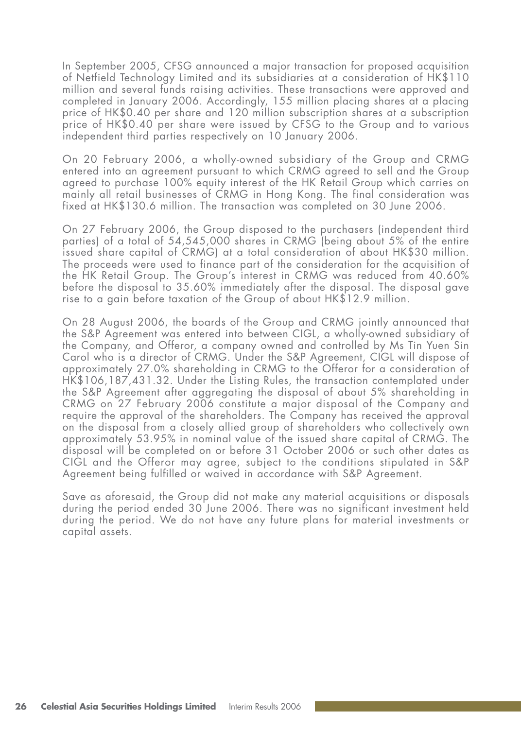In September 2005, CFSG announced a major transaction for proposed acquisition of Netfield Technology Limited and its subsidiaries at a consideration of HK$110 million and several funds raising activities. These transactions were approved and completed in January 2006. Accordingly, 155 million placing shares at a placing price of HK$0.40 per share and 120 million subscription shares at a subscription price of HK$0.40 per share were issued by CFSG to the Group and to various independent third parties respectively on 10 January 2006.

On 20 February 2006, a wholly-owned subsidiary of the Group and CRMG entered into an agreement pursuant to which CRMG agreed to sell and the Group agreed to purchase 100% equity interest of the HK Retail Group which carries on mainly all retail businesses of CRMG in Hong Kong. The final consideration was fixed at HK$130.6 million. The transaction was completed on 30 June 2006.

On 27 February 2006, the Group disposed to the purchasers (independent third parties) of a total of 54,545,000 shares in CRMG (being about 5% of the entire issued share capital of CRMG) at a total consideration of about HK$30 million. The proceeds were used to finance part of the consideration for the acquisition of the HK Retail Group. The Group's interest in CRMG was reduced from 40.60% before the disposal to 35.60% immediately after the disposal. The disposal gave rise to a gain before taxation of the Group of about HK$12.9 million.

On 28 August 2006, the boards of the Group and CRMG jointly announced that the S&P Agreement was entered into between CIGL, a wholly-owned subsidiary of the Company, and Offeror, a company owned and controlled by Ms Tin Yuen Sin Carol who is a director of CRMG. Under the S&P Agreement, CIGL will dispose of approximately 27.0% shareholding in CRMG to the Offeror for a consideration of HK$106,187,431.32. Under the Listing Rules, the transaction contemplated under the S&P Agreement after aggregating the disposal of about 5% shareholding in CRMG on 27 February 2006 constitute a major disposal of the Company and require the approval of the shareholders. The Company has received the approval on the disposal from a closely allied group of shareholders who collectively own approximately 53.95% in nominal value of the issued share capital of CRMG. The disposal will be completed on or before 31 October 2006 or such other dates as CIGL and the Offeror may agree, subject to the conditions stipulated in S&P Agreement being fulfilled or waived in accordance with S&P Agreement.

Save as aforesaid, the Group did not make any material acquisitions or disposals during the period ended 30 June 2006. There was no significant investment held during the period. We do not have any future plans for material investments or capital assets.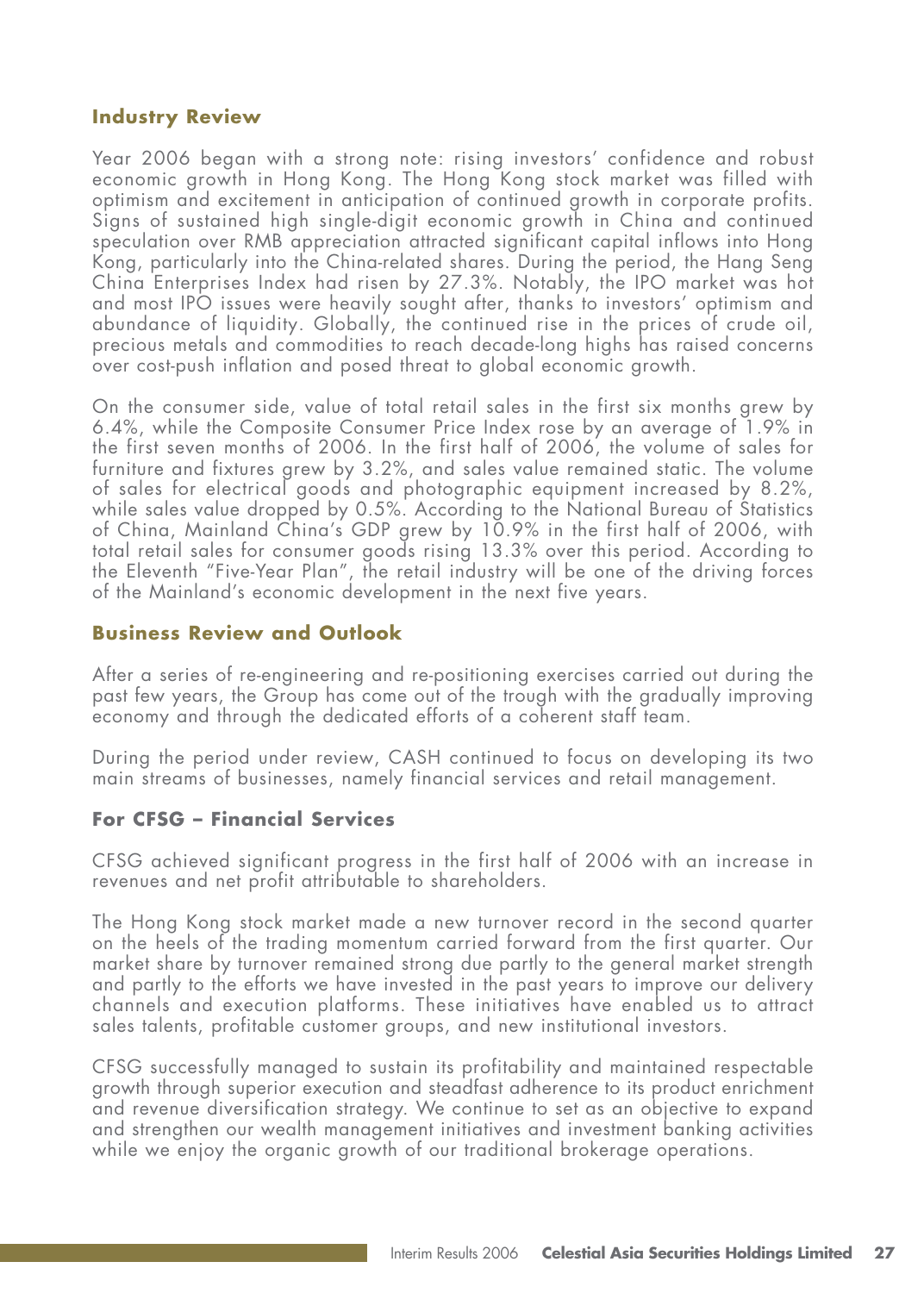## Industry Review

Year 2006 began with a strong note: rising investors' confidence and robust economic growth in Hong Kong. The Hong Kong stock market was filled with optimism and excitement in anticipation of continued growth in corporate profits. Signs of sustained high single-digit economic growth in China and continued speculation over RMB appreciation attracted significant capital inflows into Hong Kong, particularly into the China-related shares. During the period, the Hang Seng China Enterprises Index had risen by 27.3%. Notably, the IPO market was hot and most IPO issues were heavily sought after, thanks to investors' optimism and abundance of liquidity. Globally, the continued rise in the prices of crude oil, precious metals and commodities to reach decade-long highs has raised concerns over cost-push inflation and posed threat to global economic growth.

On the consumer side, value of total retail sales in the first six months grew by 6.4%, while the Composite Consumer Price Index rose by an average of 1.9% in the first seven months of 2006. In the first half of 2006, the volume of sales for furniture and fixtures grew by 3.2%, and sales value remained static. The volume of sales for electrical goods and photographic equipment increased by 8.2%, while sales value dropped by 0.5%. According to the National Bureau of Statistics of China, Mainland China's GDP grew by 10.9% in the first half of 2006, with total retail sales for consumer goods rising 13.3% over this period. According to the Eleventh "Five-Year Plan", the retail industry will be one of the driving forces of the Mainland's economic development in the next five years.

## Business Review and Outlook

After a series of re-engineering and re-positioning exercises carried out during the past few years, the Group has come out of the trough with the gradually improving economy and through the dedicated efforts of a coherent staff team.

During the period under review, CASH continued to focus on developing its two main streams of businesses, namely financial services and retail management.

### For CFSG – Financial Services

CFSG achieved significant progress in the first half of 2006 with an increase in revenues and net profit attributable to shareholders.

The Hong Kong stock market made a new turnover record in the second quarter on the heels of the trading momentum carried forward from the first quarter. Our market share by turnover remained strong due partly to the general market strength and partly to the efforts we have invested in the past years to improve our delivery channels and execution platforms. These initiatives have enabled us to attract sales talents, profitable customer groups, and new institutional investors.

CFSG successfully managed to sustain its profitability and maintained respectable growth through superior execution and steadfast adherence to its product enrichment and revenue diversification strategy. We continue to set as an objective to expand and strengthen our wealth management initiatives and investment banking activities while we enjoy the organic growth of our traditional brokerage operations.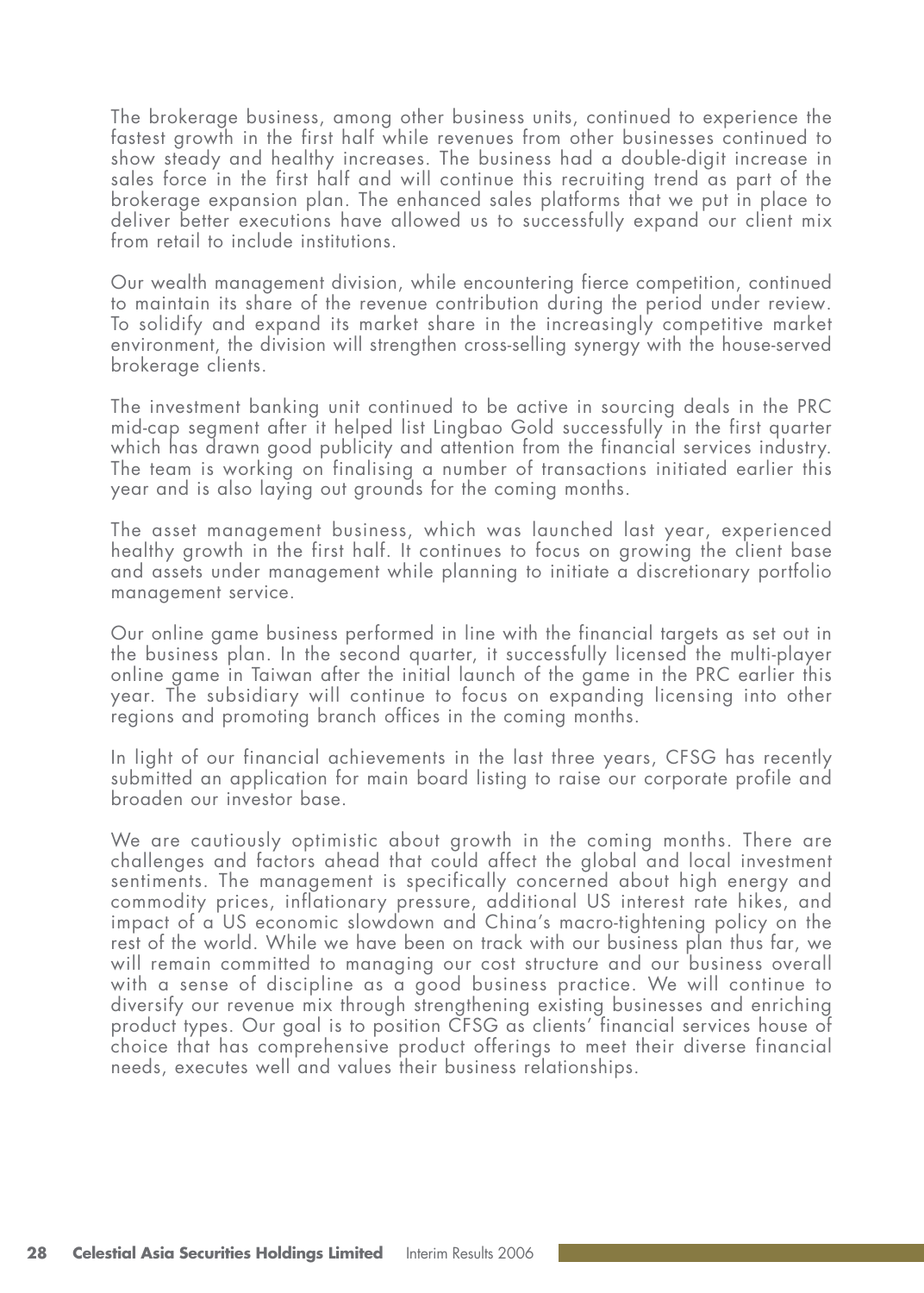The brokerage business, among other business units, continued to experience the fastest growth in the first half while revenues from other businesses continued to show steady and healthy increases. The business had a double-digit increase in sales force in the first half and will continue this recruiting trend as part of the brokerage expansion plan. The enhanced sales platforms that we put in place to deliver better executions have allowed us to successfully expand our client mix from retail to include institutions.

Our wealth management division, while encountering fierce competition, continued to maintain its share of the revenue contribution during the period under review. To solidify and expand its market share in the increasingly competitive market environment, the division will strengthen cross-selling synergy with the house-served brokerage clients.

The investment banking unit continued to be active in sourcing deals in the PRC mid-cap segment after it helped list Lingbao Gold successfully in the first quarter which has drawn good publicity and attention from the financial services industry. The team is working on finalising a number of transactions initiated earlier this year and is also laying out grounds for the coming months.

The asset management business, which was launched last year, experienced healthy growth in the first half. It continues to focus on growing the client base and assets under management while planning to initiate a discretionary portfolio management service.

Our online game business performed in line with the financial targets as set out in the business plan. In the second quarter, it successfully licensed the multi-player online game in Taiwan after the initial launch of the game in the PRC earlier this year. The subsidiary will continue to focus on expanding licensing into other regions and promoting branch offices in the coming months.

In light of our financial achievements in the last three years, CFSG has recently submitted an application for main board listing to raise our corporate profile and broaden our investor base.

We are cautiously optimistic about growth in the coming months. There are challenges and factors ahead that could affect the global and local investment sentiments. The management is specifically concerned about high energy and commodity prices, inflationary pressure, additional US interest rate hikes, and impact of a US economic slowdown and China's macro-tightening policy on the rest of the world. While we have been on track with our business plan thus far, we will remain committed to managing our cost structure and our business overall with a sense of discipline as a good business practice. We will continue to diversify our revenue mix through strengthening existing businesses and enriching product types. Our goal is to position CFSG as clients' financial services house of choice that has comprehensive product offerings to meet their diverse financial needs, executes well and values their business relationships.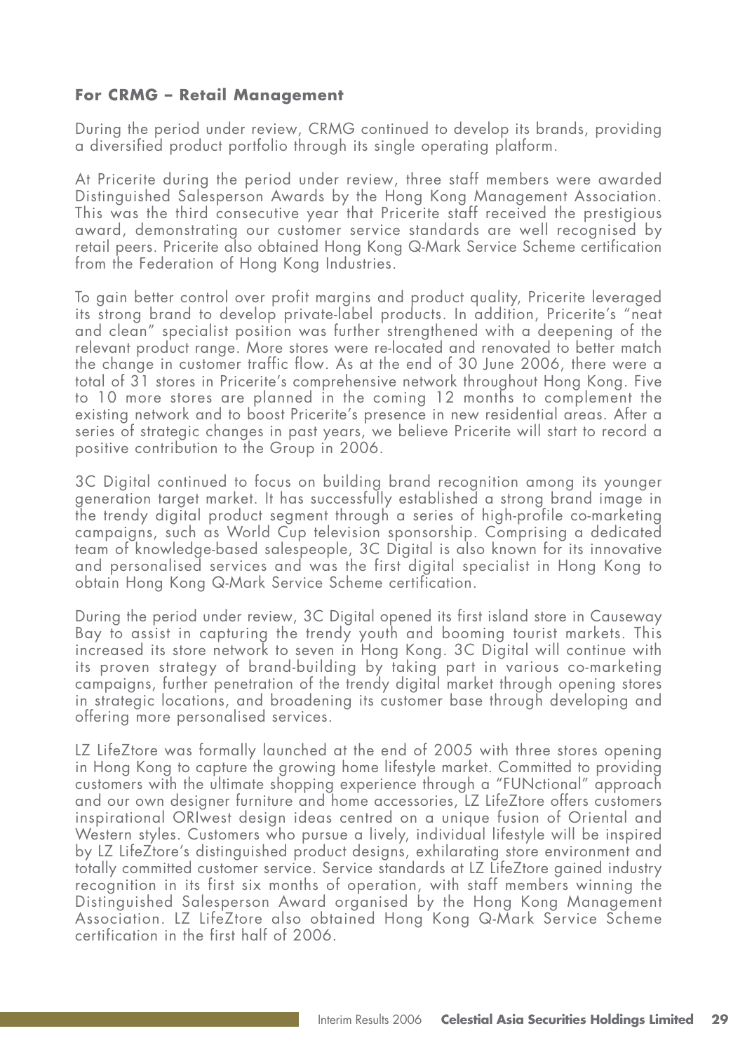### For CRMG – Retail Management

During the period under review, CRMG continued to develop its brands, providing a diversified product portfolio through its single operating platform.

At Pricerite during the period under review, three staff members were awarded Distinguished Salesperson Awards by the Hong Kong Management Association. This was the third consecutive year that Pricerite staff received the prestigious award, demonstrating our customer service standards are well recognised by retail peers. Pricerite also obtained Hong Kong Q-Mark Service Scheme certification from the Federation of Hong Kong Industries.

To gain better control over profit margins and product quality, Pricerite leveraged its strong brand to develop private-label products. In addition, Pricerite's "neat and clean" specialist position was further strengthened with a deepening of the relevant product range. More stores were re-located and renovated to better match the change in customer traffic flow. As at the end of 30 June 2006, there were a total of 31 stores in Pricerite's comprehensive network throughout Hong Kong. Five to 10 more stores are planned in the coming 12 months to complement the existing network and to boost Pricerite's presence in new residential areas. After a series of strategic changes in past years, we believe Pricerite will start to record a positive contribution to the Group in 2006.

3C Digital continued to focus on building brand recognition among its younger generation target market. It has successfully established a strong brand image in the trendy digital product segment through a series of high-profile co-marketing campaigns, such as World Cup television sponsorship. Comprising a dedicated team of knowledge-based salespeople, 3C Digital is also known for its innovative and personalised services and was the first digital specialist in Hong Kong to obtain Hong Kong Q-Mark Service Scheme certification.

During the period under review, 3C Digital opened its first island store in Causeway Bay to assist in capturing the trendy youth and booming tourist markets. This increased its store network to seven in Hong Kong. 3C Digital will continue with its proven strategy of brand-building by taking part in various co-marketing campaigns, further penetration of the trendy digital market through opening stores in strategic locations, and broadening its customer base through developing and offering more personalised services.

LZ LifeZtore was formally launched at the end of 2005 with three stores opening in Hong Kong to capture the growing home lifestyle market. Committed to providing customers with the ultimate shopping experience through a "FUNctional" approach and our own designer furniture and home accessories, LZ LifeZtore offers customers inspirational ORIwest design ideas centred on a unique fusion of Oriental and Western styles. Customers who pursue a lively, individual lifestyle will be inspired by LZ LifeZtore's distinguished product designs, exhilarating store environment and totally committed customer service. Service standards at LZ LifeZtore gained industry recognition in its first six months of operation, with staff members winning the Distinguished Salesperson Award organised by the Hong Kong Management Association. LZ LifeZtore also obtained Hong Kong Q-Mark Service Scheme certification in the first half of 2006.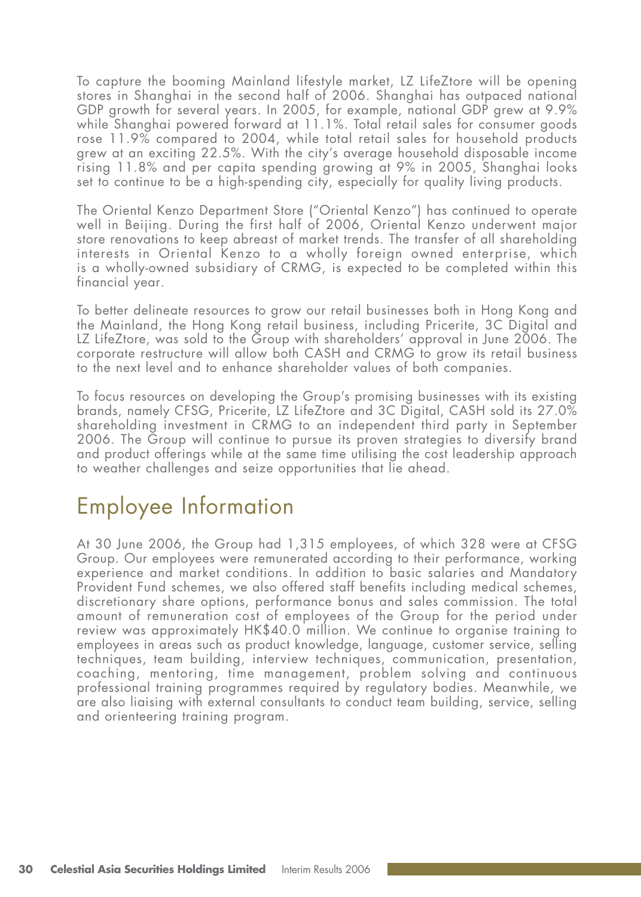To capture the booming Mainland lifestyle market, LZ LifeZtore will be opening stores in Shanghai in the second half of 2006. Shanghai has outpaced national GDP growth for several years. In 2005, for example, national GDP grew at 9.9% while Shanghai powered forward at 11.1%. Total retail sales for consumer goods rose 11.9% compared to 2004, while total retail sales for household products grew at an exciting 22.5%. With the city's average household disposable income rising 11.8% and per capita spending growing at 9% in 2005, Shanghai looks set to continue to be a high-spending city, especially for quality living products.

The Oriental Kenzo Department Store ("Oriental Kenzo") has continued to operate well in Beijing. During the first half of 2006, Oriental Kenzo underwent major store renovations to keep abreast of market trends. The transfer of all shareholding interests in Oriental Kenzo to a wholly foreign owned enterprise, which is a wholly-owned subsidiary of CRMG, is expected to be completed within this financial year.

To better delineate resources to grow our retail businesses both in Hong Kong and the Mainland, the Hong Kong retail business, including Pricerite, 3C Digital and LZ LifeZtore, was sold to the Group with shareholders' approval in June 2006. The corporate restructure will allow both CASH and CRMG to grow its retail business to the next level and to enhance shareholder values of both companies.

To focus resources on developing the Group's promising businesses with its existing brands, namely CFSG, Pricerite, LZ LifeZtore and 3C Digital, CASH sold its 27.0% shareholding investment in CRMG to an independent third party in September 2006. The Group will continue to pursue its proven strategies to diversify brand and product offerings while at the same time utilising the cost leadership approach to weather challenges and seize opportunities that lie ahead.

## Employee Information

At 30 June 2006, the Group had 1,315 employees, of which 328 were at CFSG Group. Our employees were remunerated according to their performance, working experience and market conditions. In addition to basic salaries and Mandatory Provident Fund schemes, we also offered staff benefits including medical schemes, discretionary share options, performance bonus and sales commission. The total amount of remuneration cost of employees of the Group for the period under review was approximately HK$40.0 million. We continue to organise training to employees in areas such as product knowledge, language, customer service, selling techniques, team building, interview techniques, communication, presentation, coaching, mentoring, time management, problem solving and continuous professional training programmes required by regulatory bodies. Meanwhile, we are also liaising with external consultants to conduct team building, service, selling and orienteering training program.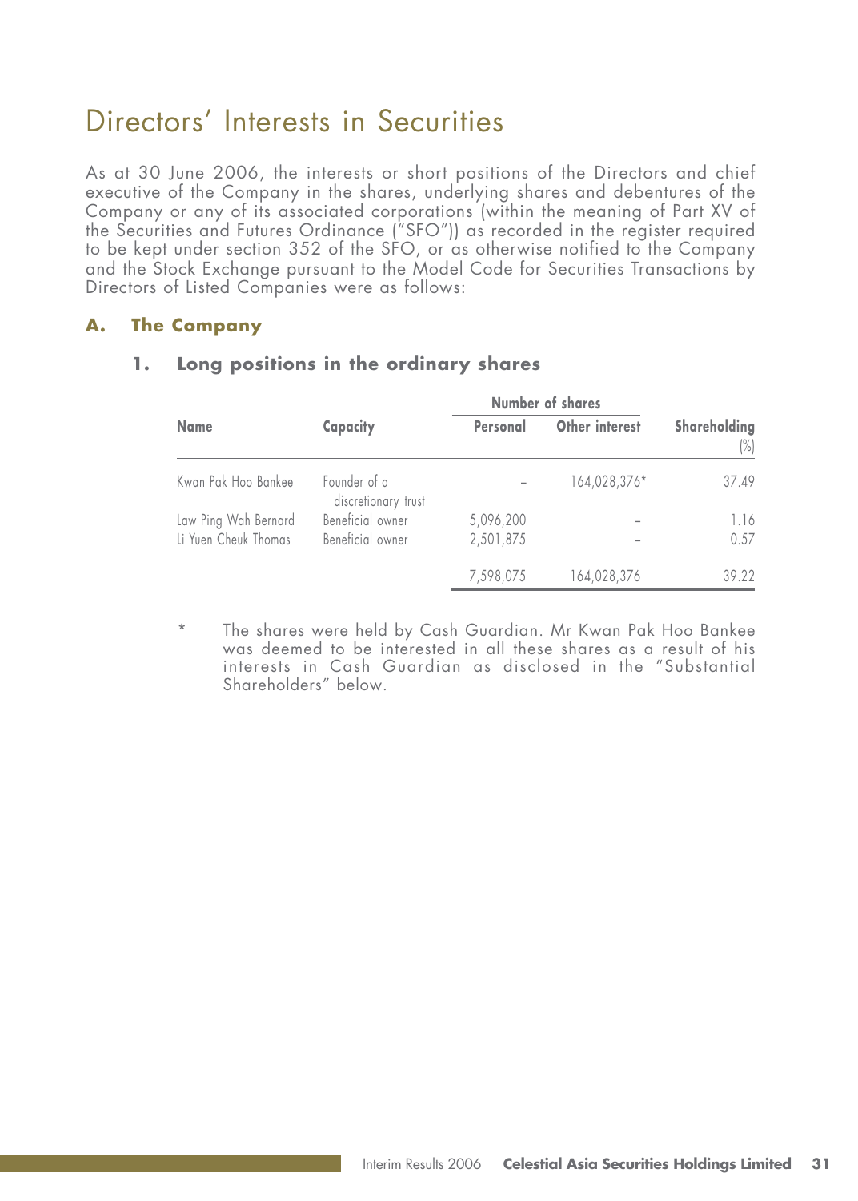# Directors' Interests in Securities

As at 30 June 2006, the interests or short positions of the Directors and chief executive of the Company in the shares, underlying shares and debentures of the Company or any of its associated corporations (within the meaning of Part XV of the Securities and Futures Ordinance ("SFO")) as recorded in the register required to be kept under section 352 of the SFO, or as otherwise notified to the Company and the Stock Exchange pursuant to the Model Code for Securities Transactions by Directors of Listed Companies were as follows:

## A. The Company

### 1. Long positions in the ordinary shares

| Name | Capacity | Number of shares | | Shareholding |
|---|---|---|---|---|
| | | Personal | Other interest | (%) |
| Kwan Pak Hoo Bankee | Founder of a discretionary trust | – | 164,028,376* | 37.49 |
| Law Ping Wah Bernard | Beneficial owner | 5,096,200 | – | 1.16 |
| Li Yuen Cheuk Thomas | Beneficial owner | 2,501,875 | – | 0.57 |
| | | 7,598,075 | 164,028,376 | 39.22 |

\* The shares were held by Cash Guardian. Mr Kwan Pak Hoo Bankee was deemed to be interested in all these shares as a result of his interests in Cash Guardian as disclosed in the "Substantial Shareholders" below.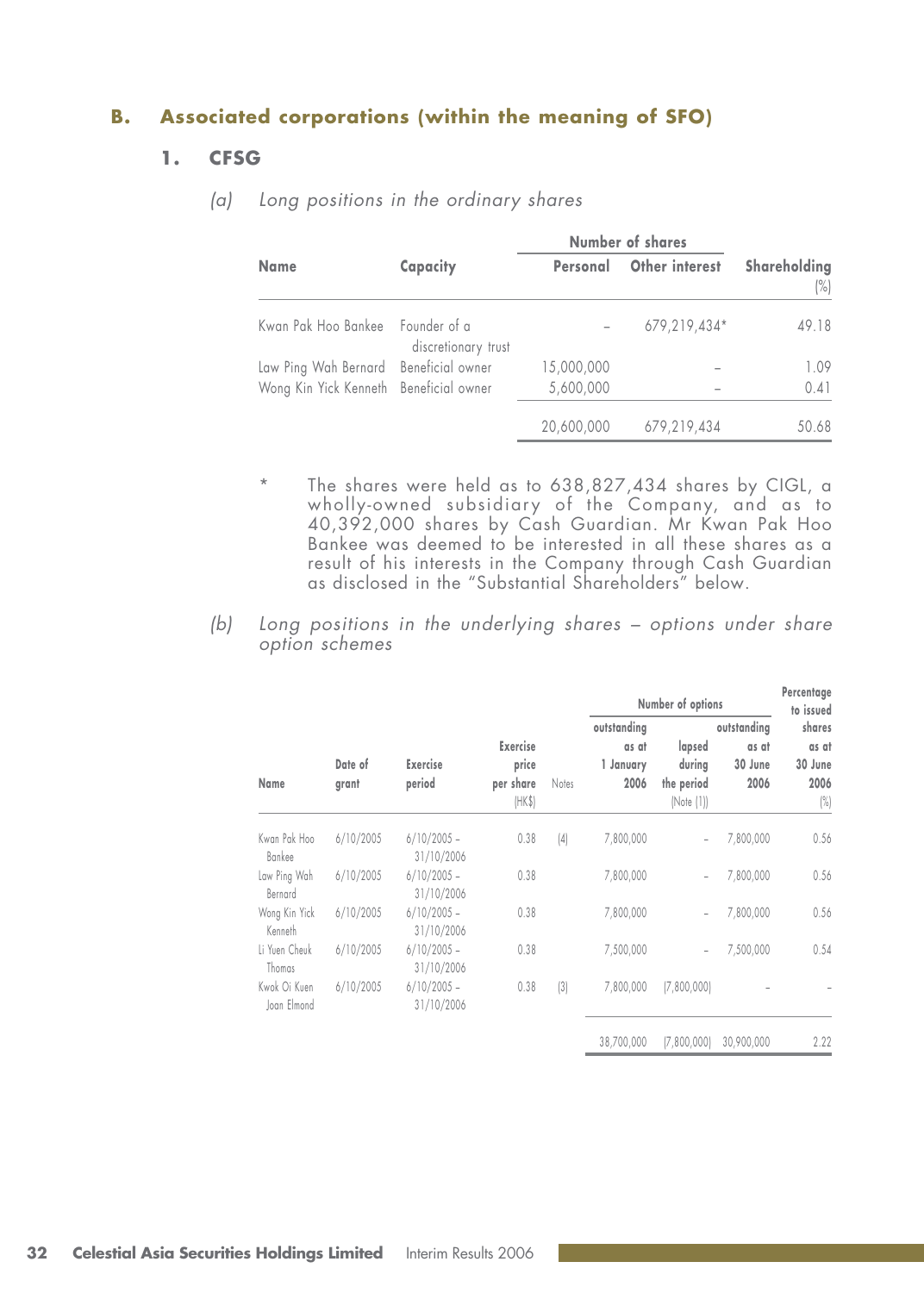## B. Associated corporations (within the meaning of SFO)

### 1. CFSG

*(a) Long positions in the ordinary shares*

| Name | Capacity | Number of shares | | Shareholding |
|---|---|---|---|---|
| | | Personal | Other interest | (%) |
| Kwan Pak Hoo Bankee | Founder of a discretionary trust | – | 679,219,434* | 49.18 |
| Law Ping Wah Bernard | Beneficial owner | 15,000,000 | – | 1.09 |
| Wong Kin Yick Kenneth | Beneficial owner | 5,600,000 | – | 0.41 |
| | | 20,600,000 | 679,219,434 | 50.68 |

\* The shares were held as to 638,827,434 shares by CIGL, a wholly-owned subsidiary of the Company, and as to 40,392,000 shares by Cash Guardian. Mr Kwan Pak Hoo Bankee was deemed to be interested in all these shares as a result of his interests in the Company through Cash Guardian as disclosed in the "Substantial Shareholders" below.

*(b) Long positions in the underlying shares – options under share option schemes*

| Name | Date of grant | Exercise period | Exercise price per share (HK$) | Notes | Number of options | | | Percentage to issued shares as at 30 June 2006 (%) |
|---|---|---|---|---|---|---|---|---|
| | | | | | outstanding as at 1 January 2006 | lapsed during the period (Note (1)) | outstanding as at 30 June 2006 | |
| Kwan Pak Hoo Bankee | 6/10/2005 | 6/10/2005 – 31/10/2006 | 0.38 | (4) | 7,800,000 | – | 7,800,000 | 0.56 |
| Law Ping Wah Bernard | 6/10/2005 | 6/10/2005 – 31/10/2006 | 0.38 | | 7,800,000 | – | 7,800,000 | 0.56 |
| Wong Kin Yick Kenneth | 6/10/2005 | 6/10/2005 – 31/10/2006 | 0.38 | | 7,800,000 | – | 7,800,000 | 0.56 |
| Li Yuen Cheuk Thomas | 6/10/2005 | 6/10/2005 – 31/10/2006 | 0.38 | | 7,500,000 | – | 7,500,000 | 0.54 |
| Kwok Oi Kuen Joan Elmond | 6/10/2005 | 6/10/2005 – 31/10/2006 | 0.38 | (3) | 7,800,000 | (7,800,000) | – | – |
| | | | | | 38,700,000 | (7,800,000) | 30,900,000 | 2.22 |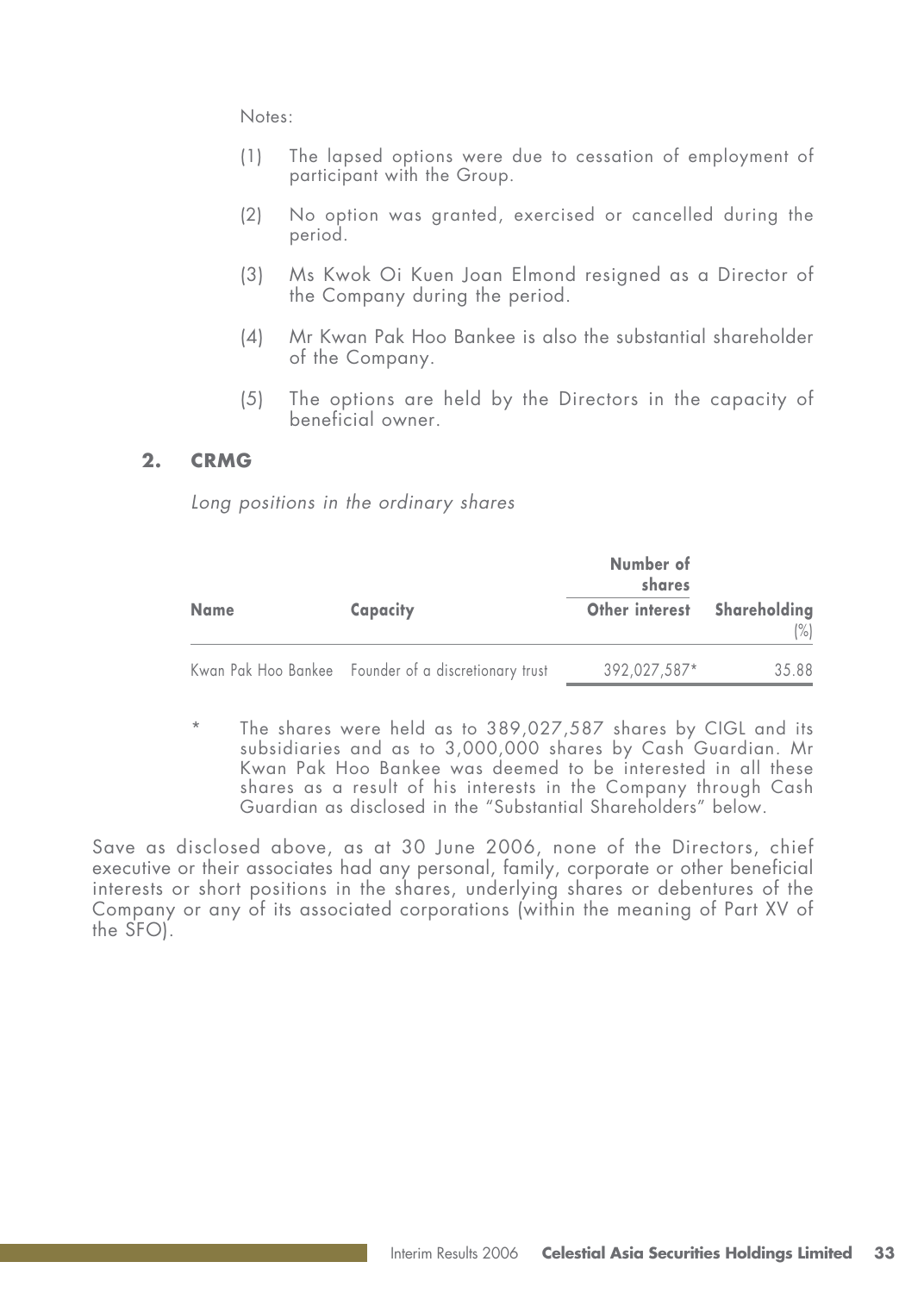Notes:

(1) The lapsed options were due to cessation of employment of participant with the Group.

(2) No option was granted, exercised or cancelled during the period.

(3) Ms Kwok Oi Kuen Joan Elmond resigned as a Director of the Company during the period.

(4) Mr Kwan Pak Hoo Bankee is also the substantial shareholder of the Company.

(5) The options are held by the Directors in the capacity of beneficial owner.

## 2. CRMG

*Long positions in the ordinary shares*

| | | Number of shares | |
|---|---|---|---|
| **Name** | **Capacity** | **Other interest** | **Shareholding** (%) |
| Kwan Pak Hoo Bankee | Founder of a discretionary trust | 392,027,587* | 35.88 |

\* The shares were held as to 389,027,587 shares by CIGL and its subsidiaries and as to 3,000,000 shares by Cash Guardian. Mr Kwan Pak Hoo Bankee was deemed to be interested in all these shares as a result of his interests in the Company through Cash Guardian as disclosed in the "Substantial Shareholders" below.

Save as disclosed above, as at 30 June 2006, none of the Directors, chief executive or their associates had any personal, family, corporate or other beneficial interests or short positions in the shares, underlying shares or debentures of the Company or any of its associated corporations (within the meaning of Part XV of the SFO).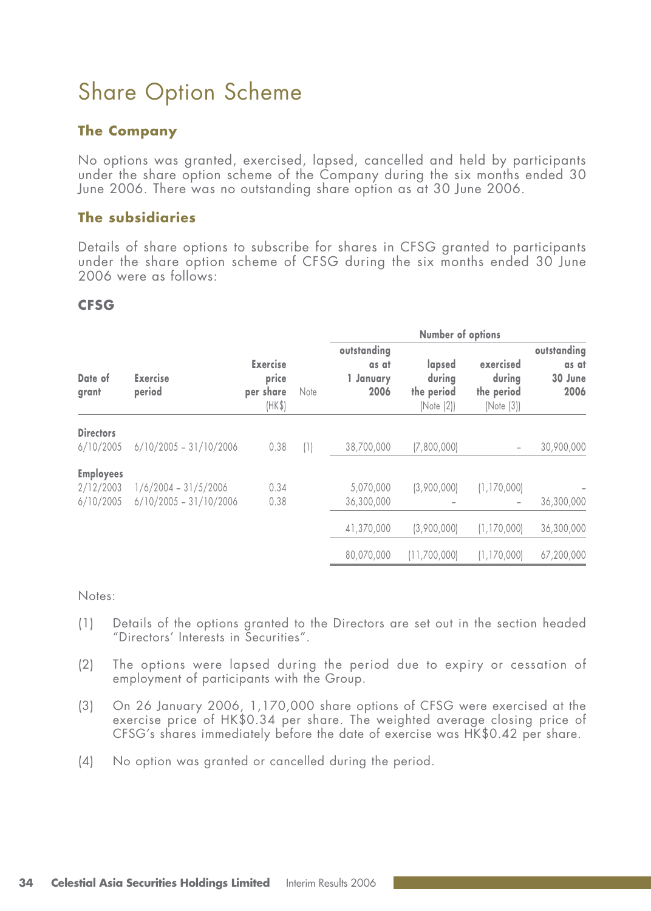# Share Option Scheme

## The Company

No options was granted, exercised, lapsed, cancelled and held by participants under the share option scheme of the Company during the six months ended 30 June 2006. There was no outstanding share option as at 30 June 2006.

## The subsidiaries

Details of share options to subscribe for shares in CFSG granted to participants under the share option scheme of CFSG during the six months ended 30 June 2006 were as follows:

### CFSG

| | | | | Number of options | | | |
|---|---|---|---|---|---|---|---|
| Date of grant | Exercise period | Exercise price per share (HK$) | Note | outstanding as at 1 January 2006 | lapsed during the period (Note (2)) | exercised during the period (Note (3)) | outstanding as at 30 June 2006 |
| **Directors** | | | | | | | |
| 6/10/2005 | 6/10/2005 – 31/10/2006 | 0.38 | (1) | 38,700,000 | (7,800,000) | – | 30,900,000 |
| **Employees** | | | | | | | |
| 2/12/2003 | 1/6/2004 – 31/5/2006 | 0.34 | | 5,070,000 | (3,900,000) | (1,170,000) | – |
| 6/10/2005 | 6/10/2005 – 31/10/2006 | 0.38 | | 36,300,000 | – | – | 36,300,000 |
| | | | | 41,370,000 | (3,900,000) | (1,170,000) | 36,300,000 |
| | | | | 80,070,000 | (11,700,000) | (1,170,000) | 67,200,000 |

Notes:

(1) Details of the options granted to the Directors are set out in the section headed "Directors' Interests in Securities".

(2) The options were lapsed during the period due to expiry or cessation of employment of participants with the Group.

(3) On 26 January 2006, 1,170,000 share options of CFSG were exercised at the exercise price of HK$0.34 per share. The weighted average closing price of CFSG's shares immediately before the date of exercise was HK$0.42 per share.

(4) No option was granted or cancelled during the period.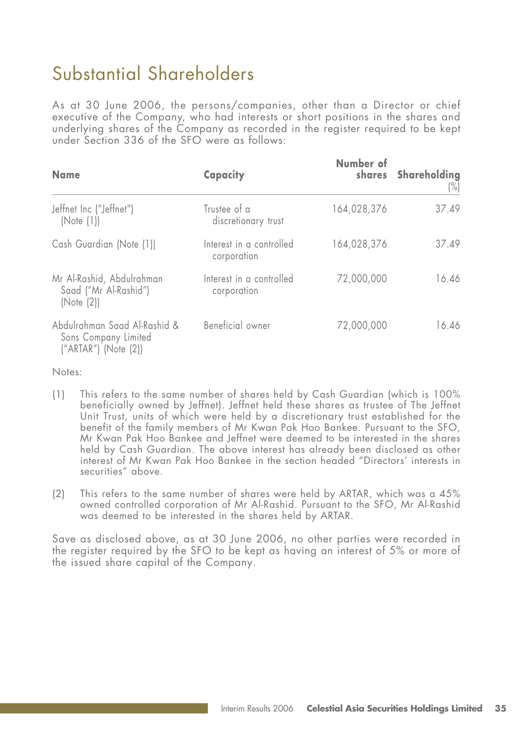# Substantial Shareholders

As at 30 June 2006, the persons/companies, other than a Director or chief executive of the Company, who had interests or short positions in the shares and underlying shares of the Company as recorded in the register required to be kept under Section 336 of the SFO were as follows:

| Name | Capacity | Number of shares | Shareholding (%) |
|---|---|---|---|
| Jeffnet Inc ("Jeffnet") (Note (1)) | Trustee of a discretionary trust | 164,028,376 | 37.49 |
| Cash Guardian (Note (1)) | Interest in a controlled corporation | 164,028,376 | 37.49 |
| Mr Al-Rashid, Abdulrahman Saad ("Mr Al-Rashid") (Note (2)) | Interest in a controlled corporation | 72,000,000 | 16.46 |
| Abdulrahman Saad Al-Rashid & Sons Company Limited ("ARTAR") (Note (2)) | Beneficial owner | 72,000,000 | 16.46 |

Notes:

(1) This refers to the same number of shares held by Cash Guardian (which is 100% beneficially owned by Jeffnet). Jeffnet held these shares as trustee of The Jeffnet Unit Trust, units of which were held by a discretionary trust established for the benefit of the family members of Mr Kwan Pak Hoo Bankee. Pursuant to the SFO, Mr Kwan Pak Hoo Bankee and Jeffnet were deemed to be interested in the shares held by Cash Guardian. The above interest has already been disclosed as other interest of Mr Kwan Pak Hoo Bankee in the section headed "Directors' interests in securities" above.

(2) This refers to the same number of shares were held by ARTAR, which was a 45% owned controlled corporation of Mr Al-Rashid. Pursuant to the SFO, Mr Al-Rashid was deemed to be interested in the shares held by ARTAR.

Save as disclosed above, as at 30 June 2006, no other parties were recorded in the register required by the SFO to be kept as having an interest of 5% or more of the issued share capital of the Company.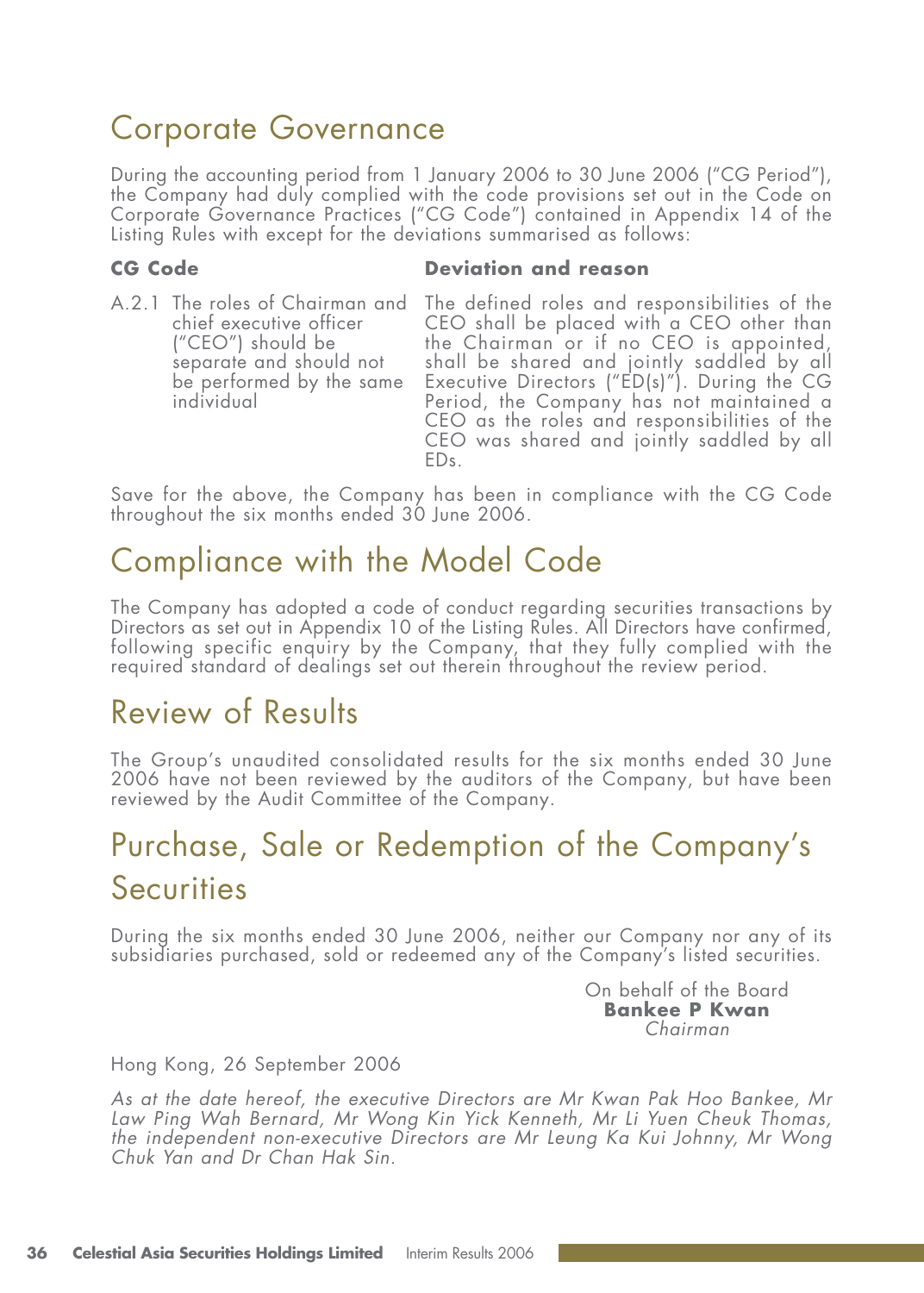# Corporate Governance

During the accounting period from 1 January 2006 to 30 June 2006 ("CG Period"), the Company had duly complied with the code provisions set out in the Code on Corporate Governance Practices ("CG Code") contained in Appendix 14 of the Listing Rules with except for the deviations summarised as follows:

| CG Code | Deviation and reason |
|---|---|
| A.2.1 The roles of Chairman and chief executive officer ("CEO") should be separate and should not be performed by the same individual | The defined roles and responsibilities of the CEO shall be placed with a CEO other than the Chairman or if no CEO is appointed, shall be shared and jointly saddled by all Executive Directors ("ED(s)"). During the CG Period, the Company has not maintained a CEO as the roles and responsibilities of the CEO was shared and jointly saddled by all EDs. |

Save for the above, the Company has been in compliance with the CG Code throughout the six months ended 30 June 2006.

# Compliance with the Model Code

The Company has adopted a code of conduct regarding securities transactions by Directors as set out in Appendix 10 of the Listing Rules. All Directors have confirmed, following specific enquiry by the Company, that they fully complied with the required standard of dealings set out therein throughout the review period.

# Review of Results

The Group's unaudited consolidated results for the six months ended 30 June 2006 have not been reviewed by the auditors of the Company, but have been reviewed by the Audit Committee of the Company.

# Purchase, Sale or Redemption of the Company's Securities

During the six months ended 30 June 2006, neither our Company nor any of its subsidiaries purchased, sold or redeemed any of the Company's listed securities.

On behalf of the Board
**Bankee P Kwan**
*Chairman*

Hong Kong, 26 September 2006

*As at the date hereof, the executive Directors are Mr Kwan Pak Hoo Bankee, Mr Law Ping Wah Bernard, Mr Wong Kin Yick Kenneth, Mr Li Yuen Cheuk Thomas, the independent non-executive Directors are Mr Leung Ka Kui Johnny, Mr Wong Chuk Yan and Dr Chan Hak Sin.*